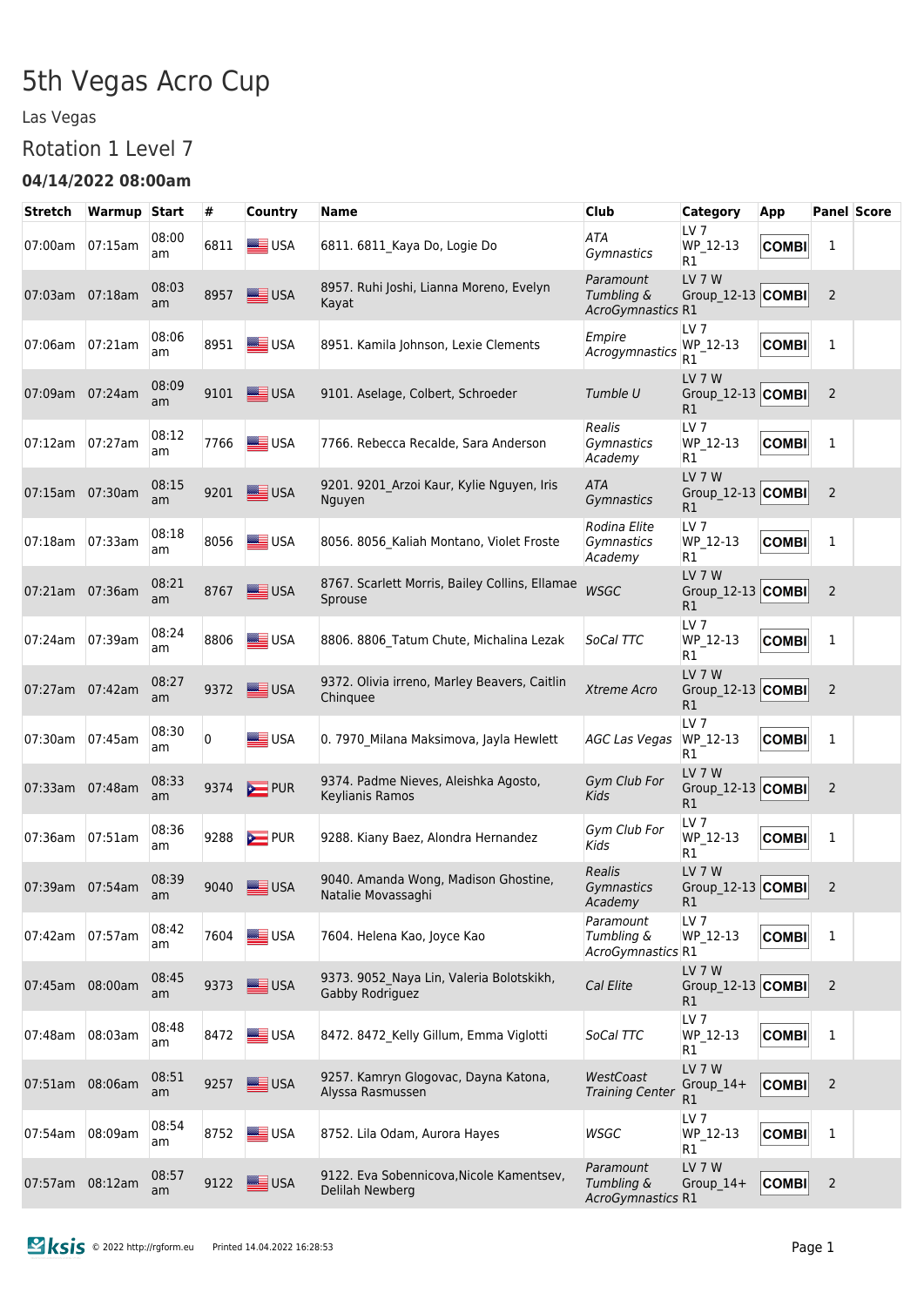# 5th Vegas Acro Cup

Las Vegas

## Rotation 1 Level 7

### 04/14/2022 08:00am

| Stretch | Warmup | Start | # | Country | Name | Club | Category | App | Panel | Score |
|---|---|---|---|---|---|---|---|---|---|---|
| 07:00am | 07:15am | 08:00 am | 6811 | USA | 6811. 6811_Kaya Do, Logie Do | *ATA Gymnastics* | LV 7 WP_12-13 R1 | COMBI | 1 | |
| 07:03am | 07:18am | 08:03 am | 8957 | USA | 8957. Ruhi Joshi, Lianna Moreno, Evelyn Kayat | *Paramount Tumbling & AcroGymnastics* | LV 7 W Group_12-13 R1 | COMBI | 2 | |
| 07:06am | 07:21am | 08:06 am | 8951 | USA | 8951. Kamila Johnson, Lexie Clements | *Empire Acrogymnastics* | LV 7 WP_12-13 R1 | COMBI | 1 | |
| 07:09am | 07:24am | 08:09 am | 9101 | USA | 9101. Aselage, Colbert, Schroeder | *Tumble U* | LV 7 W Group_12-13 R1 | COMBI | 2 | |
| 07:12am | 07:27am | 08:12 am | 7766 | USA | 7766. Rebecca Recalde, Sara Anderson | *Realis Gymnastics Academy* | LV 7 WP_12-13 R1 | COMBI | 1 | |
| 07:15am | 07:30am | 08:15 am | 9201 | USA | 9201. 9201_Arzoi Kaur, Kylie Nguyen, Iris Nguyen | *ATA Gymnastics* | LV 7 W Group_12-13 R1 | COMBI | 2 | |
| 07:18am | 07:33am | 08:18 am | 8056 | USA | 8056. 8056_Kaliah Montano, Violet Froste | *Rodina Elite Gymnastics Academy* | LV 7 WP_12-13 R1 | COMBI | 1 | |
| 07:21am | 07:36am | 08:21 am | 8767 | USA | 8767. Scarlett Morris, Bailey Collins, Ellamae Sprouse | *WSGC* | LV 7 W Group_12-13 R1 | COMBI | 2 | |
| 07:24am | 07:39am | 08:24 am | 8806 | USA | 8806. 8806_Tatum Chute, Michalina Lezak | *SoCal TTC* | LV 7 WP_12-13 R1 | COMBI | 1 | |
| 07:27am | 07:42am | 08:27 am | 9372 | USA | 9372. Olivia irreno, Marley Beavers, Caitlin Chinquee | *Xtreme Acro* | LV 7 W Group_12-13 R1 | COMBI | 2 | |
| 07:30am | 07:45am | 08:30 am | 0 | USA | 0. 7970_Milana Maksimova, Jayla Hewlett | *AGC Las Vegas* | LV 7 WP_12-13 R1 | COMBI | 1 | |
| 07:33am | 07:48am | 08:33 am | 9374 | PUR | 9374. Padme Nieves, Aleishka Agosto, Keylianis Ramos | *Gym Club For Kids* | LV 7 W Group_12-13 R1 | COMBI | 2 | |
| 07:36am | 07:51am | 08:36 am | 9288 | PUR | 9288. Kiany Baez, Alondra Hernandez | *Gym Club For Kids* | LV 7 WP_12-13 R1 | COMBI | 1 | |
| 07:39am | 07:54am | 08:39 am | 9040 | USA | 9040. Amanda Wong, Madison Ghostine, Natalie Movassaghi | *Realis Gymnastics Academy* | LV 7 W Group_12-13 R1 | COMBI | 2 | |
| 07:42am | 07:57am | 08:42 am | 7604 | USA | 7604. Helena Kao, Joyce Kao | *Paramount Tumbling & AcroGymnastics* | LV 7 WP_12-13 R1 | COMBI | 1 | |
| 07:45am | 08:00am | 08:45 am | 9373 | USA | 9373. 9052_Naya Lin, Valeria Bolotskikh, Gabby Rodriguez | *Cal Elite* | LV 7 W Group_12-13 R1 | COMBI | 2 | |
| 07:48am | 08:03am | 08:48 am | 8472 | USA | 8472. 8472_Kelly Gillum, Emma Viglotti | *SoCal TTC* | LV 7 WP_12-13 R1 | COMBI | 1 | |
| 07:51am | 08:06am | 08:51 am | 9257 | USA | 9257. Kamryn Glogovac, Dayna Katona, Alyssa Rasmussen | *WestCoast Training Center* | LV 7 W Group_14+ R1 | COMBI | 2 | |
| 07:54am | 08:09am | 08:54 am | 8752 | USA | 8752. Lila Odam, Aurora Hayes | *WSGC* | LV 7 WP_12-13 R1 | COMBI | 1 | |
| 07:57am | 08:12am | 08:57 am | 9122 | USA | 9122. Eva Sobennicova,Nicole Kamentsev, Delilah Newberg | *Paramount Tumbling & AcroGymnastics* | LV 7 W Group_14+ R1 | COMBI | 2 | |

© 2022 http://rgform.eu Printed 14.04.2022 16:28:53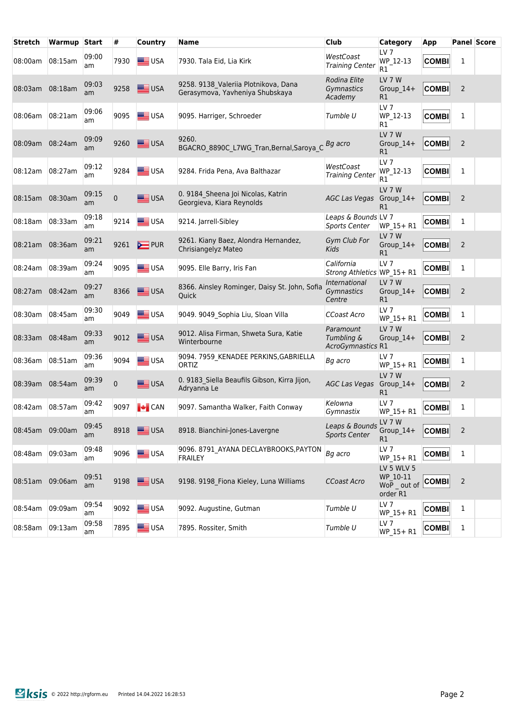| Stretch | Warmup | Start | # | Country | Name | Club | Category | App | Panel | Score |
|---|---|---|---|---|---|---|---|---|---|---|
| 08:00am | 08:15am | 09:00 am | 7930 | USA | 7930. Tala Eid, Lia Kirk | *WestCoast Training Center* | LV 7 WP_12-13 R1 | COMBI | 1 | |
| 08:03am | 08:18am | 09:03 am | 9258 | USA | 9258. 9138_Valeriia Plotnikova, Dana Gerasymova, Yavheniya Shubskaya | *Rodina Elite Gymnastics Academy* | LV 7 W Group_14+ R1 | COMBI | 2 | |
| 08:06am | 08:21am | 09:06 am | 9095 | USA | 9095. Harriger, Schroeder | *Tumble U* | LV 7 WP_12-13 R1 | COMBI | 1 | |
| 08:09am | 08:24am | 09:09 am | 9260 | USA | 9260. BGACRO_8890C_L7WG_Tran,Bernal,Saroya_C | *Bg acro* | LV 7 W Group_14+ R1 | COMBI | 2 | |
| 08:12am | 08:27am | 09:12 am | 9284 | USA | 9284. Frida Pena, Ava Balthazar | *WestCoast Training Center* | LV 7 WP_12-13 R1 | COMBI | 1 | |
| 08:15am | 08:30am | 09:15 am | 0 | USA | 0. 9184_Sheena Joi Nicolas, Katrin Georgieva, Kiara Reynolds | *AGC Las Vegas* | LV 7 W Group_14+ R1 | COMBI | 2 | |
| 08:18am | 08:33am | 09:18 am | 9214 | USA | 9214. Jarrell-Sibley | *Leaps & Bounds Sports Center* | LV 7 WP_15+ R1 | COMBI | 1 | |
| 08:21am | 08:36am | 09:21 am | 9261 | PUR | 9261. Kiany Baez, Alondra Hernandez, Chrisiangelyz Mateo | *Gym Club For Kids* | LV 7 W Group_14+ R1 | COMBI | 2 | |
| 08:24am | 08:39am | 09:24 am | 9095 | USA | 9095. Elle Barry, Iris Fan | *California Strong Athletics* | LV 7 WP_15+ R1 | COMBI | 1 | |
| 08:27am | 08:42am | 09:27 am | 8366 | USA | 8366. Ainsley Rominger, Daisy St. John, Sofia Quick | *International Gymnastics Centre* | LV 7 W Group_14+ R1 | COMBI | 2 | |
| 08:30am | 08:45am | 09:30 am | 9049 | USA | 9049. 9049_Sophia Liu, Sloan Villa | *CCoast Acro* | LV 7 WP_15+ R1 | COMBI | 1 | |
| 08:33am | 08:48am | 09:33 am | 9012 | USA | 9012. Alisa Firman, Shweta Sura, Katie Winterbourne | *Paramount Tumbling & AcroGymnastics* | LV 7 W Group_14+ R1 | COMBI | 2 | |
| 08:36am | 08:51am | 09:36 am | 9094 | USA | 9094. 7959_KENADEE PERKINS,GABRIELLA ORTIZ | *Bg acro* | LV 7 WP_15+ R1 | COMBI | 1 | |
| 08:39am | 08:54am | 09:39 am | 0 | USA | 0. 9183_Siella Beaufils Gibson, Kirra Jijon, Adryanna Le | *AGC Las Vegas* | LV 7 W Group_14+ R1 | COMBI | 2 | |
| 08:42am | 08:57am | 09:42 am | 9097 | CAN | 9097. Samantha Walker, Faith Conway | *Kelowna Gymnastix* | LV 7 WP_15+ R1 | COMBI | 1 | |
| 08:45am | 09:00am | 09:45 am | 8918 | USA | 8918. Bianchini-Jones-Lavergne | *Leaps & Bounds Sports Center* | LV 7 W Group_14+ R1 | COMBI | 2 | |
| 08:48am | 09:03am | 09:48 am | 9096 | USA | 9096. 8791_AYANA DECLAYBROOKS,PAYTON FRAILEY | *Bg acro* | LV 7 WP_15+ R1 | COMBI | 1 | |
| 08:51am | 09:06am | 09:51 am | 9198 | USA | 9198. 9198_Fiona Kieley, Luna Williams | *CCoast Acro* | LV 5 WLV 5 WP_10-11 WoP _ out of order R1 | COMBI | 2 | |
| 08:54am | 09:09am | 09:54 am | 9092 | USA | 9092. Augustine, Gutman | *Tumble U* | LV 7 WP_15+ R1 | COMBI | 1 | |
| 08:58am | 09:13am | 09:58 am | 7895 | USA | 7895. Rossiter, Smith | *Tumble U* | LV 7 WP_15+ R1 | COMBI | 1 | |

© 2022 http://rgform.eu Printed 14.04.2022 16:28:53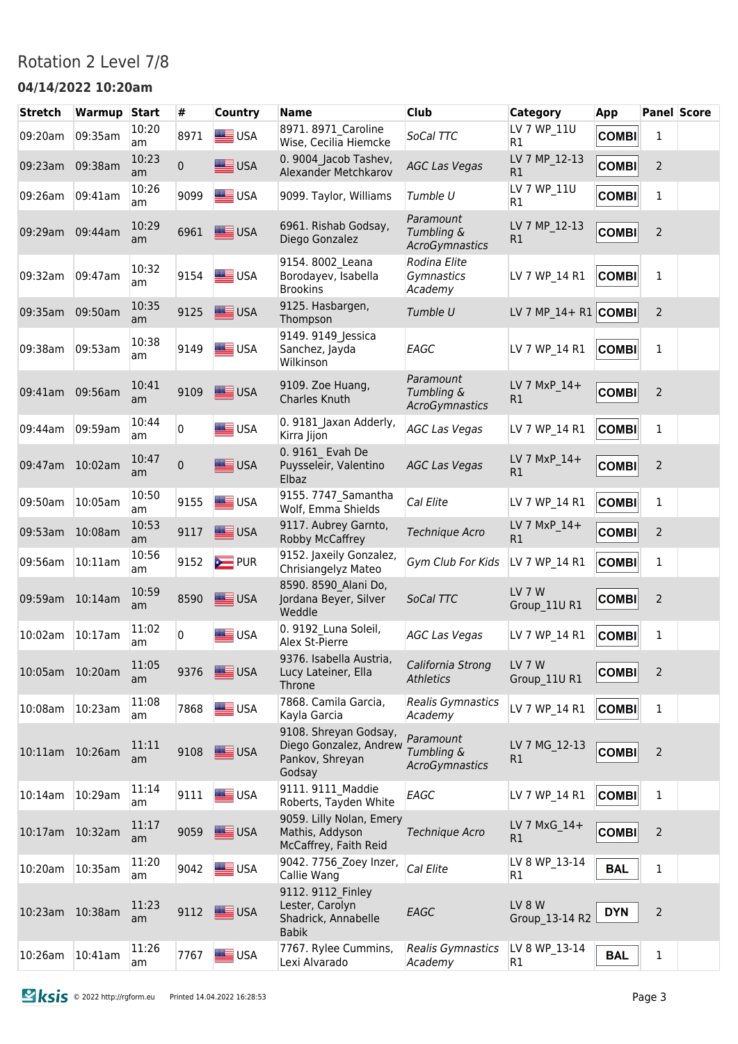# Rotation 2 Level 7/8

### 04/14/2022 10:20am

| Stretch | Warmup | Start | # | Country | Name | Club | Category | App | Panel | Score |
|---|---|---|---|---|---|---|---|---|---|---|
| 09:20am | 09:35am | 10:20 am | 8971 | USA | 8971. 8971_Caroline Wise, Cecilia Hiemcke | *SoCal TTC* | LV 7 WP_11U R1 | **COMBI** | 1 | |
| 09:23am | 09:38am | 10:23 am | 0 | USA | 0. 9004_Jacob Tashev, Alexander Metchkarov | *AGC Las Vegas* | LV 7 MP_12-13 R1 | **COMBI** | 2 | |
| 09:26am | 09:41am | 10:26 am | 9099 | USA | 9099. Taylor, Williams | *Tumble U* | LV 7 WP_11U R1 | **COMBI** | 1 | |
| 09:29am | 09:44am | 10:29 am | 6961 | USA | 6961. Rishab Godsay, Diego Gonzalez | *Paramount Tumbling & AcroGymnastics* | LV 7 MP_12-13 R1 | **COMBI** | 2 | |
| 09:32am | 09:47am | 10:32 am | 9154 | USA | 9154. 8002_Leana Borodayev, Isabella Brookins | *Rodina Elite Gymnastics Academy* | LV 7 WP_14 R1 | **COMBI** | 1 | |
| 09:35am | 09:50am | 10:35 am | 9125 | USA | 9125. Hasbargen, Thompson | *Tumble U* | LV 7 MP_14+ R1 | **COMBI** | 2 | |
| 09:38am | 09:53am | 10:38 am | 9149 | USA | 9149. 9149_Jessica Sanchez, Jayda Wilkinson | *EAGC* | LV 7 WP_14 R1 | **COMBI** | 1 | |
| 09:41am | 09:56am | 10:41 am | 9109 | USA | 9109. Zoe Huang, Charles Knuth | *Paramount Tumbling & AcroGymnastics* | LV 7 MxP_14+ R1 | **COMBI** | 2 | |
| 09:44am | 09:59am | 10:44 am | 0 | USA | 0. 9181_Jaxan Adderly, Kirra Jijon | *AGC Las Vegas* | LV 7 WP_14 R1 | **COMBI** | 1 | |
| 09:47am | 10:02am | 10:47 am | 0 | USA | 0. 9161_ Evah De Puysseleir, Valentino Elbaz | *AGC Las Vegas* | LV 7 MxP_14+ R1 | **COMBI** | 2 | |
| 09:50am | 10:05am | 10:50 am | 9155 | USA | 9155. 7747_Samantha Wolf, Emma Shields | *Cal Elite* | LV 7 WP_14 R1 | **COMBI** | 1 | |
| 09:53am | 10:08am | 10:53 am | 9117 | USA | 9117. Aubrey Garnto, Robby McCaffrey | *Technique Acro* | LV 7 MxP_14+ R1 | **COMBI** | 2 | |
| 09:56am | 10:11am | 10:56 am | 9152 | PUR | 9152. Jaxeily Gonzalez, Chrisiangelyz Mateo | *Gym Club For Kids* | LV 7 WP_14 R1 | **COMBI** | 1 | |
| 09:59am | 10:14am | 10:59 am | 8590 | USA | 8590. 8590_Alani Do, Jordana Beyer, Silver Weddle | *SoCal TTC* | LV 7 W Group_11U R1 | **COMBI** | 2 | |
| 10:02am | 10:17am | 11:02 am | 0 | USA | 0. 9192_Luna Soleil, Alex St-Pierre | *AGC Las Vegas* | LV 7 WP_14 R1 | **COMBI** | 1 | |
| 10:05am | 10:20am | 11:05 am | 9376 | USA | 9376. Isabella Austria, Lucy Lateiner, Ella Throne | *California Strong Athletics* | LV 7 W Group_11U R1 | **COMBI** | 2 | |
| 10:08am | 10:23am | 11:08 am | 7868 | USA | 7868. Camila Garcia, Kayla Garcia | *Realis Gymnastics Academy* | LV 7 WP_14 R1 | **COMBI** | 1 | |
| 10:11am | 10:26am | 11:11 am | 9108 | USA | 9108. Shreyan Godsay, Diego Gonzalez, Andrew Pankov, Shreyan Godsay | *Paramount Tumbling & AcroGymnastics* | LV 7 MG_12-13 R1 | **COMBI** | 2 | |
| 10:14am | 10:29am | 11:14 am | 9111 | USA | 9111. 9111_Maddie Roberts, Tayden White | *EAGC* | LV 7 WP_14 R1 | **COMBI** | 1 | |
| 10:17am | 10:32am | 11:17 am | 9059 | USA | 9059. Lilly Nolan, Emery Mathis, Addyson McCaffrey, Faith Reid | *Technique Acro* | LV 7 MxG_14+ R1 | **COMBI** | 2 | |
| 10:20am | 10:35am | 11:20 am | 9042 | USA | 9042. 7756_Zoey Inzer, Callie Wang | *Cal Elite* | LV 8 WP_13-14 R1 | **BAL** | 1 | |
| 10:23am | 10:38am | 11:23 am | 9112 | USA | 9112. 9112_Finley Lester, Carolyn Shadrick, Annabelle Babik | *EAGC* | LV 8 W Group_13-14 R2 | **DYN** | 2 | |
| 10:26am | 10:41am | 11:26 am | 7767 | USA | 7767. Rylee Cummins, Lexi Alvarado | *Realis Gymnastics Academy* | LV 8 WP_13-14 R1 | **BAL** | 1 | |

© 2022 http://rgform.eu Printed 14.04.2022 16:28:53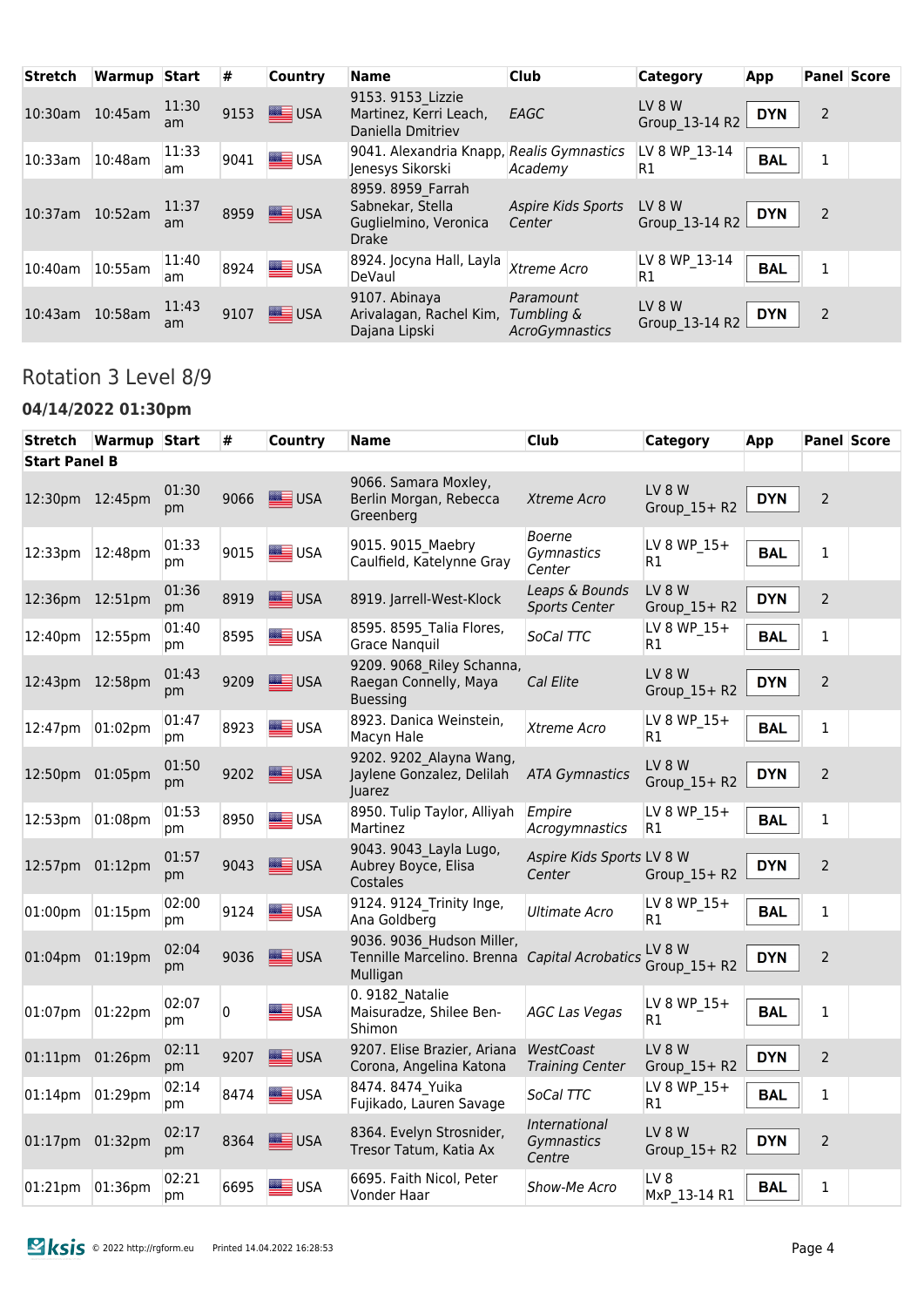| Stretch | Warmup | Start | # | Country | Name | Club | Category | App | Panel | Score |
|---|---|---|---|---|---|---|---|---|---|---|
| 10:30am | 10:45am | 11:30 am | 9153 | USA | 9153. 9153_Lizzie Martinez, Kerri Leach, Daniella Dmitriev | *EAGC* | LV 8 W Group_13-14 R2 | **DYN** | 2 | |
| 10:33am | 10:48am | 11:33 am | 9041 | USA | 9041. Alexandria Knapp, Jenesys Sikorski | *Realis Gymnastics Academy* | LV 8 WP_13-14 R1 | **BAL** | 1 | |
| 10:37am | 10:52am | 11:37 am | 8959 | USA | 8959. 8959_Farrah Sabnekar, Stella Guglielmino, Veronica Drake | *Aspire Kids Sports Center* | LV 8 W Group_13-14 R2 | **DYN** | 2 | |
| 10:40am | 10:55am | 11:40 am | 8924 | USA | 8924. Jocyna Hall, Layla DeVaul | *Xtreme Acro* | LV 8 WP_13-14 R1 | **BAL** | 1 | |
| 10:43am | 10:58am | 11:43 am | 9107 | USA | 9107. Abinaya Arivalagan, Rachel Kim, Dajana Lipski | *Paramount Tumbling & AcroGymnastics* | LV 8 W Group_13-14 R2 | **DYN** | 2 | |

## Rotation 3 Level 8/9

### 04/14/2022 01:30pm

| Stretch | Warmup | Start | # | Country | Name | Club | Category | App | Panel | Score |
|---|---|---|---|---|---|---|---|---|---|---|
| **Start Panel B** | | | | | | | | | | |
| 12:30pm | 12:45pm | 01:30 pm | 9066 | USA | 9066. Samara Moxley, Berlin Morgan, Rebecca Greenberg | *Xtreme Acro* | LV 8 W Group_15+ R2 | **DYN** | 2 | |
| 12:33pm | 12:48pm | 01:33 pm | 9015 | USA | 9015. 9015_Maebry Caulfield, Katelynne Gray | *Boerne Gymnastics Center* | LV 8 WP_15+ R1 | **BAL** | 1 | |
| 12:36pm | 12:51pm | 01:36 pm | 8919 | USA | 8919. Jarrell-West-Klock | *Leaps & Bounds Sports Center* | LV 8 W Group_15+ R2 | **DYN** | 2 | |
| 12:40pm | 12:55pm | 01:40 pm | 8595 | USA | 8595. 8595_Talia Flores, Grace Nanquil | *SoCal TTC* | LV 8 WP_15+ R1 | **BAL** | 1 | |
| 12:43pm | 12:58pm | 01:43 pm | 9209 | USA | 9209. 9068_Riley Schanna, Raegan Connelly, Maya Buessing | *Cal Elite* | LV 8 W Group_15+ R2 | **DYN** | 2 | |
| 12:47pm | 01:02pm | 01:47 pm | 8923 | USA | 8923. Danica Weinstein, Macyn Hale | *Xtreme Acro* | LV 8 WP_15+ R1 | **BAL** | 1 | |
| 12:50pm | 01:05pm | 01:50 pm | 9202 | USA | 9202. 9202_Alayna Wang, Jaylene Gonzalez, Delilah Juarez | *ATA Gymnastics* | LV 8 W Group_15+ R2 | **DYN** | 2 | |
| 12:53pm | 01:08pm | 01:53 pm | 8950 | USA | 8950. Tulip Taylor, Alliyah Martinez | *Empire Acrogymnastics* | LV 8 WP_15+ R1 | **BAL** | 1 | |
| 12:57pm | 01:12pm | 01:57 pm | 9043 | USA | 9043. 9043_Layla Lugo, Aubrey Boyce, Elisa Costales | *Aspire Kids Sports Center* | LV 8 W Group_15+ R2 | **DYN** | 2 | |
| 01:00pm | 01:15pm | 02:00 pm | 9124 | USA | 9124. 9124_Trinity Inge, Ana Goldberg | *Ultimate Acro* | LV 8 WP_15+ R1 | **BAL** | 1 | |
| 01:04pm | 01:19pm | 02:04 pm | 9036 | USA | 9036. 9036_Hudson Miller, Tennille Marcelino. Brenna Mulligan | *Capital Acrobatics* | LV 8 W Group_15+ R2 | **DYN** | 2 | |
| 01:07pm | 01:22pm | 02:07 pm | 0 | USA | 0. 9182_Natalie Maisuradze, Shilee Ben-Shimon | *AGC Las Vegas* | LV 8 WP_15+ R1 | **BAL** | 1 | |
| 01:11pm | 01:26pm | 02:11 pm | 9207 | USA | 9207. Elise Brazier, Ariana Corona, Angelina Katona | *WestCoast Training Center* | LV 8 W Group_15+ R2 | **DYN** | 2 | |
| 01:14pm | 01:29pm | 02:14 pm | 8474 | USA | 8474. 8474_Yuika Fujikado, Lauren Savage | *SoCal TTC* | LV 8 WP_15+ R1 | **BAL** | 1 | |
| 01:17pm | 01:32pm | 02:17 pm | 8364 | USA | 8364. Evelyn Strosnider, Tresor Tatum, Katia Ax | *International Gymnastics Centre* | LV 8 W Group_15+ R2 | **DYN** | 2 | |
| 01:21pm | 01:36pm | 02:21 pm | 6695 | USA | 6695. Faith Nicol, Peter Vonder Haar | *Show-Me Acro* | LV 8 MxP_13-14 R1 | **BAL** | 1 | |

© 2022 http://rgform.eu Printed 14.04.2022 16:28:53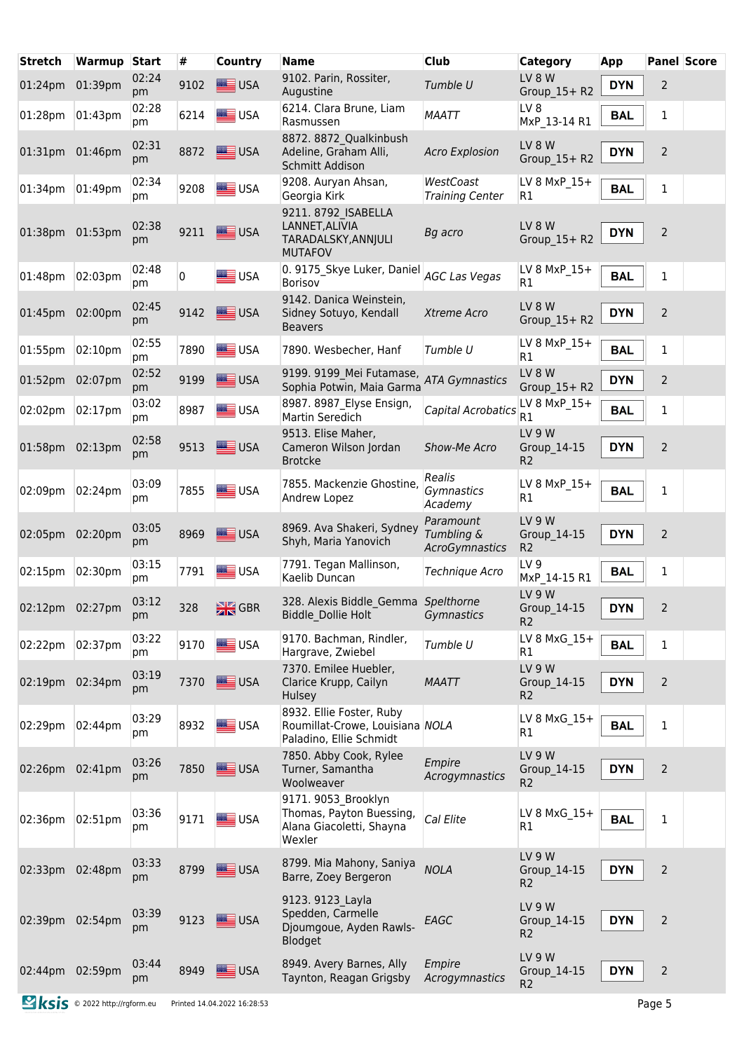| Stretch | Warmup | Start | # | Country | Name | Club | Category | App | Panel | Score |
|---|---|---|---|---|---|---|---|---|---|---|
| 01:24pm | 01:39pm | 02:24 pm | 9102 | USA | 9102. Parin, Rossiter, Augustine | *Tumble U* | LV 8 W Group_15+ R2 | DYN | 2 | |
| 01:28pm | 01:43pm | 02:28 pm | 6214 | USA | 6214. Clara Brune, Liam Rasmussen | *MAATT* | LV 8 MxP_13-14 R1 | BAL | 1 | |
| 01:31pm | 01:46pm | 02:31 pm | 8872 | USA | 8872. 8872_Qualkinbush Adeline, Graham Alli, Schmitt Addison | *Acro Explosion* | LV 8 W Group_15+ R2 | DYN | 2 | |
| 01:34pm | 01:49pm | 02:34 pm | 9208 | USA | 9208. Auryan Ahsan, Georgia Kirk | *WestCoast Training Center* | LV 8 MxP_15+ R1 | BAL | 1 | |
| 01:38pm | 01:53pm | 02:38 pm | 9211 | USA | 9211. 8792_ISABELLA LANNET,ALIVIA TARADALSKY,ANNJULI MUTAFOV | *Bg acro* | LV 8 W Group_15+ R2 | DYN | 2 | |
| 01:48pm | 02:03pm | 02:48 pm | 0 | USA | 0. 9175_Skye Luker, Daniel Borisov | *AGC Las Vegas* | LV 8 MxP_15+ R1 | BAL | 1 | |
| 01:45pm | 02:00pm | 02:45 pm | 9142 | USA | 9142. Danica Weinstein, Sidney Sotuyo, Kendall Beavers | *Xtreme Acro* | LV 8 W Group_15+ R2 | DYN | 2 | |
| 01:55pm | 02:10pm | 02:55 pm | 7890 | USA | 7890. Wesbecher, Hanf | *Tumble U* | LV 8 MxP_15+ R1 | BAL | 1 | |
| 01:52pm | 02:07pm | 02:52 pm | 9199 | USA | 9199. 9199_Mei Futamase, Sophia Potwin, Maia Garma | *ATA Gymnastics* | LV 8 W Group_15+ R2 | DYN | 2 | |
| 02:02pm | 02:17pm | 03:02 pm | 8987 | USA | 8987. 8987_Elyse Ensign, Martin Seredich | *Capital Acrobatics* | LV 8 MxP_15+ R1 | BAL | 1 | |
| 01:58pm | 02:13pm | 02:58 pm | 9513 | USA | 9513. Elise Maher, Cameron Wilson Jordan Brotcke | *Show-Me Acro* | LV 9 W Group_14-15 R2 | DYN | 2 | |
| 02:09pm | 02:24pm | 03:09 pm | 7855 | USA | 7855. Mackenzie Ghostine, Andrew Lopez | *Realis Gymnastics Academy* | LV 8 MxP_15+ R1 | BAL | 1 | |
| 02:05pm | 02:20pm | 03:05 pm | 8969 | USA | 8969. Ava Shakeri, Sydney Shyh, Maria Yanovich | *Paramount Tumbling & AcroGymnastics* | LV 9 W Group_14-15 R2 | DYN | 2 | |
| 02:15pm | 02:30pm | 03:15 pm | 7791 | USA | 7791. Tegan Mallinson, Kaelib Duncan | *Technique Acro* | LV 9 MxP_14-15 R1 | BAL | 1 | |
| 02:12pm | 02:27pm | 03:12 pm | 328 | GBR | 328. Alexis Biddle_Gemma Biddle_Dollie Holt | *Spelthorne Gymnastics* | LV 9 W Group_14-15 R2 | DYN | 2 | |
| 02:22pm | 02:37pm | 03:22 pm | 9170 | USA | 9170. Bachman, Rindler, Hargrave, Zwiebel | *Tumble U* | LV 8 MxG_15+ R1 | BAL | 1 | |
| 02:19pm | 02:34pm | 03:19 pm | 7370 | USA | 7370. Emilee Huebler, Clarice Krupp, Cailyn Hulsey | *MAATT* | LV 9 W Group_14-15 R2 | DYN | 2 | |
| 02:29pm | 02:44pm | 03:29 pm | 8932 | USA | 8932. Ellie Foster, Ruby Roumillat-Crowe, Louisiana Paladino, Ellie Schmidt | *NOLA* | LV 8 MxG_15+ R1 | BAL | 1 | |
| 02:26pm | 02:41pm | 03:26 pm | 7850 | USA | 7850. Abby Cook, Rylee Turner, Samantha Woolweaver | *Empire Acrogymnastics* | LV 9 W Group_14-15 R2 | DYN | 2 | |
| 02:36pm | 02:51pm | 03:36 pm | 9171 | USA | 9171. 9053_Brooklyn Thomas, Payton Buessing, Alana Giacoletti, Shayna Wexler | *Cal Elite* | LV 8 MxG_15+ R1 | BAL | 1 | |
| 02:33pm | 02:48pm | 03:33 pm | 8799 | USA | 8799. Mia Mahony, Saniya Barre, Zoey Bergeron | *NOLA* | LV 9 W Group_14-15 R2 | DYN | 2 | |
| 02:39pm | 02:54pm | 03:39 pm | 9123 | USA | 9123. 9123_Layla Spedden, Carmelle Djoumgoue, Ayden Rawls-Blodget | *EAGC* | LV 9 W Group_14-15 R2 | DYN | 2 | |
| 02:44pm | 02:59pm | 03:44 pm | 8949 | USA | 8949. Avery Barnes, Ally Taynton, Reagan Grigsby | *Empire Acrogymnastics* | LV 9 W Group_14-15 R2 | DYN | 2 | |

© 2022 http://rgform.eu Printed 14.04.2022 16:28:53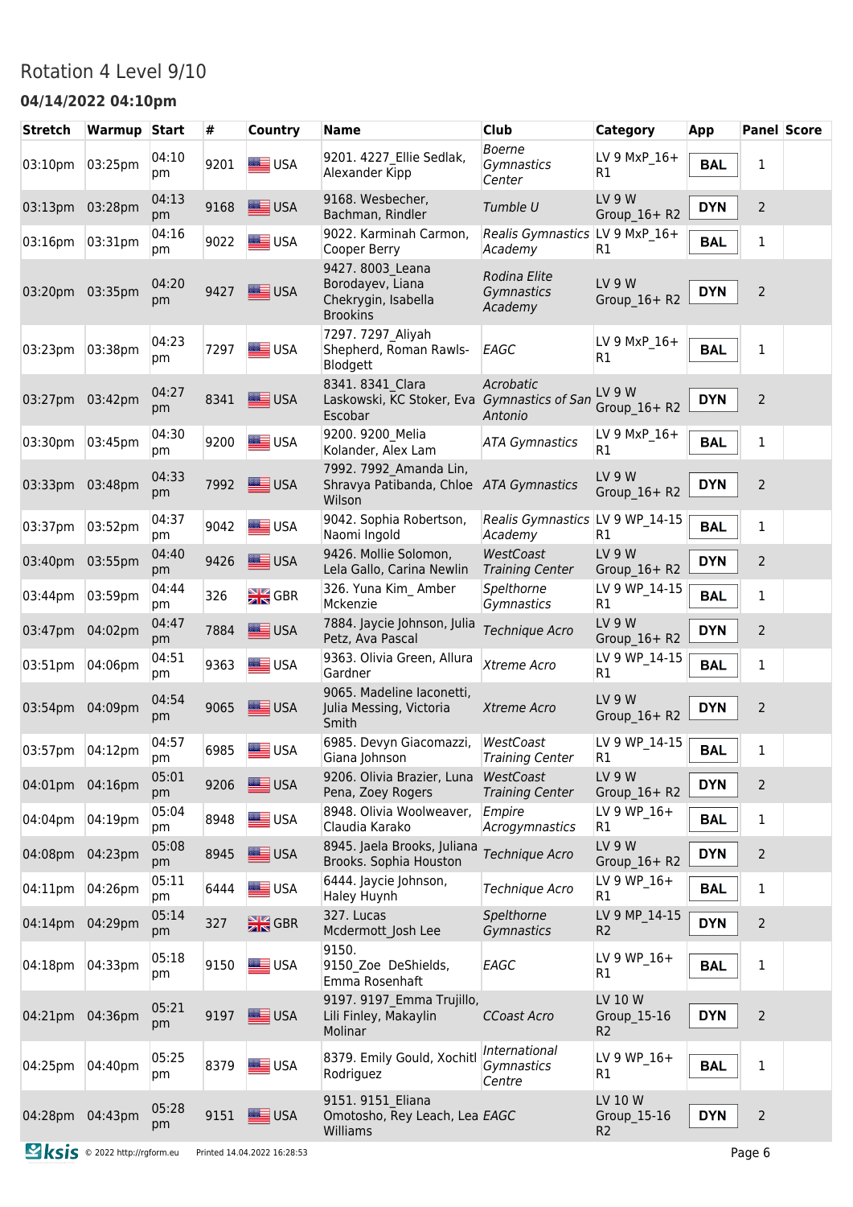# Rotation 4 Level 9/10

### 04/14/2022 04:10pm

| Stretch | Warmup | Start | # | Country | Name | Club | Category | App | Panel | Score |
|---|---|---|---|---|---|---|---|---|---|---|
| 03:10pm | 03:25pm | 04:10 pm | 9201 | USA | 9201. 4227_Ellie Sedlak, Alexander Kipp | *Boerne Gymnastics Center* | LV 9 MxP_16+ R1 | **BAL** | 1 | |
| 03:13pm | 03:28pm | 04:13 pm | 9168 | USA | 9168. Wesbecher, Bachman, Rindler | *Tumble U* | LV 9 W Group_16+ R2 | **DYN** | 2 | |
| 03:16pm | 03:31pm | 04:16 pm | 9022 | USA | 9022. Karminah Carmon, Cooper Berry | *Realis Gymnastics Academy* | LV 9 MxP_16+ R1 | **BAL** | 1 | |
| 03:20pm | 03:35pm | 04:20 pm | 9427 | USA | 9427. 8003_Leana Borodayev, Liana Chekrygin, Isabella Brookins | *Rodina Elite Gymnastics Academy* | LV 9 W Group_16+ R2 | **DYN** | 2 | |
| 03:23pm | 03:38pm | 04:23 pm | 7297 | USA | 7297. 7297_Aliyah Shepherd, Roman Rawls-Blodgett | *EAGC* | LV 9 MxP_16+ R1 | **BAL** | 1 | |
| 03:27pm | 03:42pm | 04:27 pm | 8341 | USA | 8341. 8341_Clara Laskowski, KC Stoker, Eva Escobar | *Acrobatic Gymnastics of San Antonio* | LV 9 W Group_16+ R2 | **DYN** | 2 | |
| 03:30pm | 03:45pm | 04:30 pm | 9200 | USA | 9200. 9200_Melia Kolander, Alex Lam | *ATA Gymnastics* | LV 9 MxP_16+ R1 | **BAL** | 1 | |
| 03:33pm | 03:48pm | 04:33 pm | 7992 | USA | 7992. 7992_Amanda Lin, Shravya Patibanda, Chloe Wilson | *ATA Gymnastics* | LV 9 W Group_16+ R2 | **DYN** | 2 | |
| 03:37pm | 03:52pm | 04:37 pm | 9042 | USA | 9042. Sophia Robertson, Naomi Ingold | *Realis Gymnastics Academy* | LV 9 WP_14-15 R1 | **BAL** | 1 | |
| 03:40pm | 03:55pm | 04:40 pm | 9426 | USA | 9426. Mollie Solomon, Lela Gallo, Carina Newlin | *WestCoast Training Center* | LV 9 W Group_16+ R2 | **DYN** | 2 | |
| 03:44pm | 03:59pm | 04:44 pm | 326 | GBR | 326. Yuna Kim_ Amber Mckenzie | *Spelthorne Gymnastics* | LV 9 WP_14-15 R1 | **BAL** | 1 | |
| 03:47pm | 04:02pm | 04:47 pm | 7884 | USA | 7884. Jaycie Johnson, Julia Petz, Ava Pascal | *Technique Acro* | LV 9 W Group_16+ R2 | **DYN** | 2 | |
| 03:51pm | 04:06pm | 04:51 pm | 9363 | USA | 9363. Olivia Green, Allura Gardner | *Xtreme Acro* | LV 9 WP_14-15 R1 | **BAL** | 1 | |
| 03:54pm | 04:09pm | 04:54 pm | 9065 | USA | 9065. Madeline Iaconetti, Julia Messing, Victoria Smith | *Xtreme Acro* | LV 9 W Group_16+ R2 | **DYN** | 2 | |
| 03:57pm | 04:12pm | 04:57 pm | 6985 | USA | 6985. Devyn Giacomazzi, Giana Johnson | *WestCoast Training Center* | LV 9 WP_14-15 R1 | **BAL** | 1 | |
| 04:01pm | 04:16pm | 05:01 pm | 9206 | USA | 9206. Olivia Brazier, Luna Pena, Zoey Rogers | *WestCoast Training Center* | LV 9 W Group_16+ R2 | **DYN** | 2 | |
| 04:04pm | 04:19pm | 05:04 pm | 8948 | USA | 8948. Olivia Woolweaver, Claudia Karako | *Empire Acrogymnastics* | LV 9 WP_16+ R1 | **BAL** | 1 | |
| 04:08pm | 04:23pm | 05:08 pm | 8945 | USA | 8945. Jaela Brooks, Juliana Brooks. Sophia Houston | *Technique Acro* | LV 9 W Group_16+ R2 | **DYN** | 2 | |
| 04:11pm | 04:26pm | 05:11 pm | 6444 | USA | 6444. Jaycie Johnson, Haley Huynh | *Technique Acro* | LV 9 WP_16+ R1 | **BAL** | 1 | |
| 04:14pm | 04:29pm | 05:14 pm | 327 | GBR | 327. Lucas Mcdermott_Josh Lee | *Spelthorne Gymnastics* | LV 9 MP_14-15 R2 | **DYN** | 2 | |
| 04:18pm | 04:33pm | 05:18 pm | 9150 | USA | 9150. 9150_Zoe DeShields, Emma Rosenhaft | *EAGC* | LV 9 WP_16+ R1 | **BAL** | 1 | |
| 04:21pm | 04:36pm | 05:21 pm | 9197 | USA | 9197. 9197_Emma Trujillo, Lili Finley, Makaylin Molinar | *CCoast Acro* | LV 10 W Group_15-16 R2 | **DYN** | 2 | |
| 04:25pm | 04:40pm | 05:25 pm | 8379 | USA | 8379. Emily Gould, Xochitl Rodriguez | *International Gymnastics Centre* | LV 9 WP_16+ R1 | **BAL** | 1 | |
| 04:28pm | 04:43pm | 05:28 pm | 9151 | USA | 9151. 9151_Eliana Omotosho, Rey Leach, Lea Williams | *EAGC* | LV 10 W Group_15-16 R2 | **DYN** | 2 | |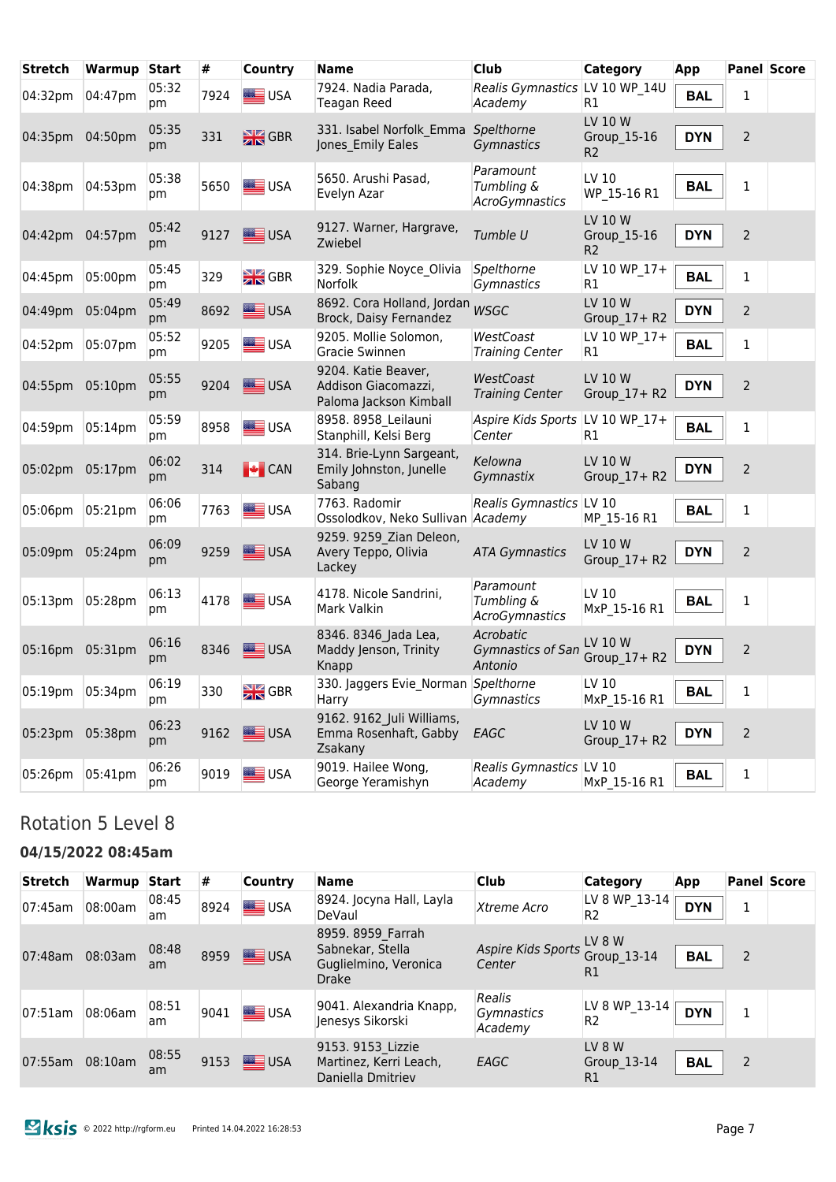| Stretch | Warmup | Start | # | Country | Name | Club | Category | App | Panel | Score |
|---|---|---|---|---|---|---|---|---|---|---|
| 04:32pm | 04:47pm | 05:32 pm | 7924 | USA | 7924. Nadia Parada, Teagan Reed | *Realis Gymnastics Academy* | LV 10 WP_14U R1 | BAL | 1 | |
| 04:35pm | 04:50pm | 05:35 pm | 331 | GBR | 331. Isabel Norfolk_Emma Jones_Emily Eales | *Spelthorne Gymnastics* | LV 10 W Group_15-16 R2 | DYN | 2 | |
| 04:38pm | 04:53pm | 05:38 pm | 5650 | USA | 5650. Arushi Pasad, Evelyn Azar | *Paramount Tumbling & AcroGymnastics* | LV 10 WP_15-16 R1 | BAL | 1 | |
| 04:42pm | 04:57pm | 05:42 pm | 9127 | USA | 9127. Warner, Hargrave, Zwiebel | *Tumble U* | LV 10 W Group_15-16 R2 | DYN | 2 | |
| 04:45pm | 05:00pm | 05:45 pm | 329 | GBR | 329. Sophie Noyce_Olivia Norfolk | *Spelthorne Gymnastics* | LV 10 WP_17+ R1 | BAL | 1 | |
| 04:49pm | 05:04pm | 05:49 pm | 8692 | USA | 8692. Cora Holland, Jordan Brock, Daisy Fernandez | *WSGC* | LV 10 W Group_17+ R2 | DYN | 2 | |
| 04:52pm | 05:07pm | 05:52 pm | 9205 | USA | 9205. Mollie Solomon, Gracie Swinnen | *WestCoast Training Center* | LV 10 WP_17+ R1 | BAL | 1 | |
| 04:55pm | 05:10pm | 05:55 pm | 9204 | USA | 9204. Katie Beaver, Addison Giacomazzi, Paloma Jackson Kimball | *WestCoast Training Center* | LV 10 W Group_17+ R2 | DYN | 2 | |
| 04:59pm | 05:14pm | 05:59 pm | 8958 | USA | 8958. 8958_Leilauni Stanphill, Kelsi Berg | *Aspire Kids Sports Center* | LV 10 WP_17+ R1 | BAL | 1 | |
| 05:02pm | 05:17pm | 06:02 pm | 314 | CAN | 314. Brie-Lynn Sargeant, Emily Johnston, Junelle Sabang | *Kelowna Gymnastix* | LV 10 W Group_17+ R2 | DYN | 2 | |
| 05:06pm | 05:21pm | 06:06 pm | 7763 | USA | 7763. Radomir Ossolodkov, Neko Sullivan | *Realis Gymnastics Academy* | LV 10 MP_15-16 R1 | BAL | 1 | |
| 05:09pm | 05:24pm | 06:09 pm | 9259 | USA | 9259. 9259_Zian Deleon, Avery Teppo, Olivia Lackey | *ATA Gymnastics* | LV 10 W Group_17+ R2 | DYN | 2 | |
| 05:13pm | 05:28pm | 06:13 pm | 4178 | USA | 4178. Nicole Sandrini, Mark Valkin | *Paramount Tumbling & AcroGymnastics* | LV 10 MxP_15-16 R1 | BAL | 1 | |
| 05:16pm | 05:31pm | 06:16 pm | 8346 | USA | 8346. 8346_Jada Lea, Maddy Jenson, Trinity Knapp | *Acrobatic Gymnastics of San Antonio* | LV 10 W Group_17+ R2 | DYN | 2 | |
| 05:19pm | 05:34pm | 06:19 pm | 330 | GBR | 330. Jaggers Evie_Norman Harry | *Spelthorne Gymnastics* | LV 10 MxP_15-16 R1 | BAL | 1 | |
| 05:23pm | 05:38pm | 06:23 pm | 9162 | USA | 9162. 9162_Juli Williams, Emma Rosenhaft, Gabby Zsakany | *EAGC* | LV 10 W Group_17+ R2 | DYN | 2 | |
| 05:26pm | 05:41pm | 06:26 pm | 9019 | USA | 9019. Hailee Wong, George Yeramishyn | *Realis Gymnastics Academy* | LV 10 MxP_15-16 R1 | BAL | 1 | |

## Rotation 5 Level 8

### 04/15/2022 08:45am

| Stretch | Warmup | Start | # | Country | Name | Club | Category | App | Panel | Score |
|---|---|---|---|---|---|---|---|---|---|---|
| 07:45am | 08:00am | 08:45 am | 8924 | USA | 8924. Jocyna Hall, Layla DeVaul | *Xtreme Acro* | LV 8 WP_13-14 R2 | DYN | 1 | |
| 07:48am | 08:03am | 08:48 am | 8959 | USA | 8959. 8959_Farrah Sabnekar, Stella Guglielmino, Veronica Drake | *Aspire Kids Sports Center* | LV 8 W Group_13-14 R1 | BAL | 2 | |
| 07:51am | 08:06am | 08:51 am | 9041 | USA | 9041. Alexandria Knapp, Jenesys Sikorski | *Realis Gymnastics Academy* | LV 8 WP_13-14 R2 | DYN | 1 | |
| 07:55am | 08:10am | 08:55 am | 9153 | USA | 9153. 9153_Lizzie Martinez, Kerri Leach, Daniella Dmitriev | *EAGC* | LV 8 W Group_13-14 R1 | BAL | 2 | |

© 2022 http://rgform.eu Printed 14.04.2022 16:28:53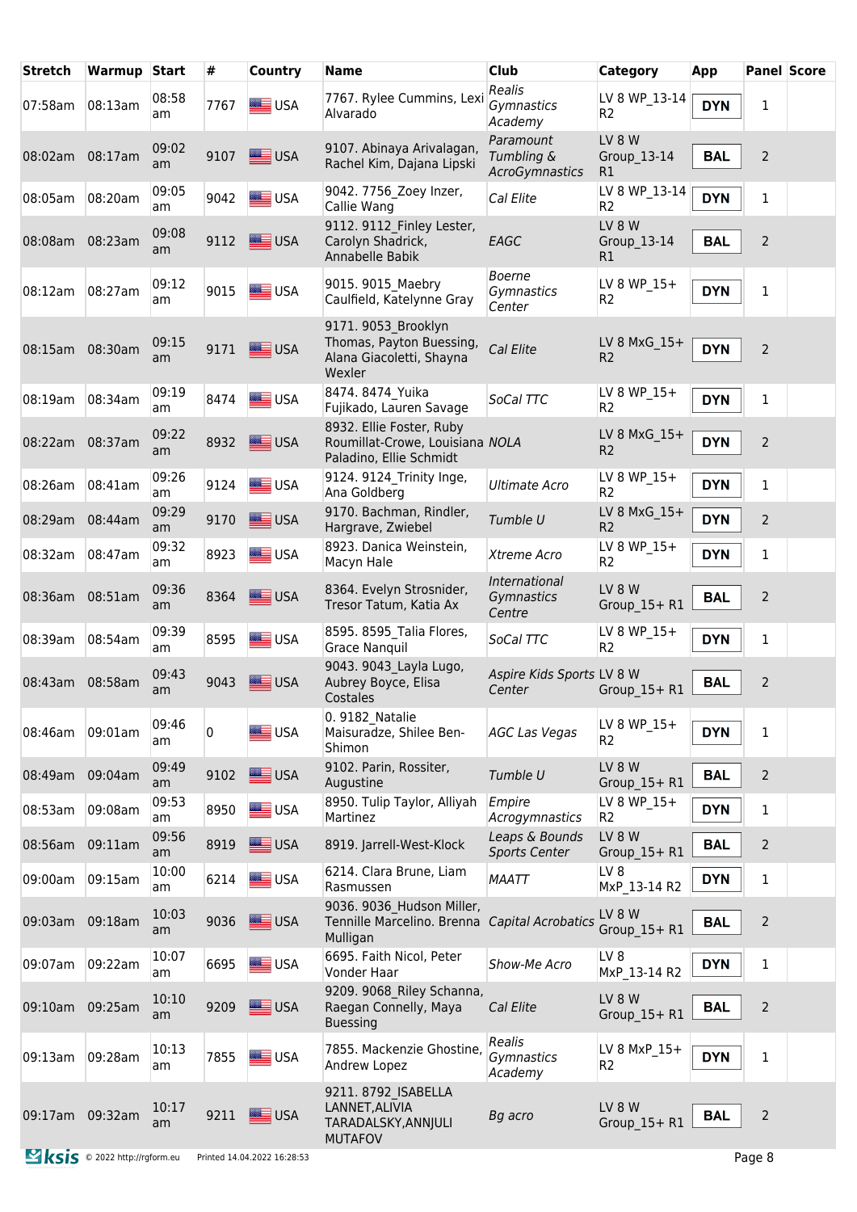| Stretch | Warmup | Start | # | Country | Name | Club | Category | App | Panel | Score |
|---|---|---|---|---|---|---|---|---|---|---|
| 07:58am | 08:13am | 08:58 am | 7767 | USA | 7767. Rylee Cummins, Lexi Alvarado | *Realis Gymnastics Academy* | LV 8 WP_13-14 R2 | DYN | 1 | |
| 08:02am | 08:17am | 09:02 am | 9107 | USA | 9107. Abinaya Arivalagan, Rachel Kim, Dajana Lipski | *Paramount Tumbling & AcroGymnastics* | LV 8 W Group_13-14 R1 | BAL | 2 | |
| 08:05am | 08:20am | 09:05 am | 9042 | USA | 9042. 7756_Zoey Inzer, Callie Wang | *Cal Elite* | LV 8 WP_13-14 R2 | DYN | 1 | |
| 08:08am | 08:23am | 09:08 am | 9112 | USA | 9112. 9112_Finley Lester, Carolyn Shadrick, Annabelle Babik | *EAGC* | LV 8 W Group_13-14 R1 | BAL | 2 | |
| 08:12am | 08:27am | 09:12 am | 9015 | USA | 9015. 9015_Maebry Caulfield, Katelynne Gray | *Boerne Gymnastics Center* | LV 8 WP_15+ R2 | DYN | 1 | |
| 08:15am | 08:30am | 09:15 am | 9171 | USA | 9171. 9053_Brooklyn Thomas, Payton Buessing, Alana Giacoletti, Shayna Wexler | *Cal Elite* | LV 8 MxG_15+ R2 | DYN | 2 | |
| 08:19am | 08:34am | 09:19 am | 8474 | USA | 8474. 8474_Yuika Fujikado, Lauren Savage | *SoCal TTC* | LV 8 WP_15+ R2 | DYN | 1 | |
| 08:22am | 08:37am | 09:22 am | 8932 | USA | 8932. Ellie Foster, Ruby Roumillat-Crowe, Louisiana Paladino, Ellie Schmidt | *NOLA* | LV 8 MxG_15+ R2 | DYN | 2 | |
| 08:26am | 08:41am | 09:26 am | 9124 | USA | 9124. 9124_Trinity Inge, Ana Goldberg | *Ultimate Acro* | LV 8 WP_15+ R2 | DYN | 1 | |
| 08:29am | 08:44am | 09:29 am | 9170 | USA | 9170. Bachman, Rindler, Hargrave, Zwiebel | *Tumble U* | LV 8 MxG_15+ R2 | DYN | 2 | |
| 08:32am | 08:47am | 09:32 am | 8923 | USA | 8923. Danica Weinstein, Macyn Hale | *Xtreme Acro* | LV 8 WP_15+ R2 | DYN | 1 | |
| 08:36am | 08:51am | 09:36 am | 8364 | USA | 8364. Evelyn Strosnider, Tresor Tatum, Katia Ax | *International Gymnastics Centre* | LV 8 W Group_15+ R1 | BAL | 2 | |
| 08:39am | 08:54am | 09:39 am | 8595 | USA | 8595. 8595_Talia Flores, Grace Nanquil | *SoCal TTC* | LV 8 WP_15+ R2 | DYN | 1 | |
| 08:43am | 08:58am | 09:43 am | 9043 | USA | 9043. 9043_Layla Lugo, Aubrey Boyce, Elisa Costales | *Aspire Kids Sports Center* | LV 8 W Group_15+ R1 | BAL | 2 | |
| 08:46am | 09:01am | 09:46 am | 0 | USA | 0. 9182_Natalie Maisuradze, Shilee Ben-Shimon | *AGC Las Vegas* | LV 8 WP_15+ R2 | DYN | 1 | |
| 08:49am | 09:04am | 09:49 am | 9102 | USA | 9102. Parin, Rossiter, Augustine | *Tumble U* | LV 8 W Group_15+ R1 | BAL | 2 | |
| 08:53am | 09:08am | 09:53 am | 8950 | USA | 8950. Tulip Taylor, Alliyah Martinez | *Empire Acrogymnastics* | LV 8 WP_15+ R2 | DYN | 1 | |
| 08:56am | 09:11am | 09:56 am | 8919 | USA | 8919. Jarrell-West-Klock | *Leaps & Bounds Sports Center* | LV 8 W Group_15+ R1 | BAL | 2 | |
| 09:00am | 09:15am | 10:00 am | 6214 | USA | 6214. Clara Brune, Liam Rasmussen | *MAATT* | LV 8 MxP_13-14 R2 | DYN | 1 | |
| 09:03am | 09:18am | 10:03 am | 9036 | USA | 9036. 9036_Hudson Miller, Tennille Marcelino. Brenna Mulligan | *Capital Acrobatics* | LV 8 W Group_15+ R1 | BAL | 2 | |
| 09:07am | 09:22am | 10:07 am | 6695 | USA | 6695. Faith Nicol, Peter Vonder Haar | *Show-Me Acro* | LV 8 MxP_13-14 R2 | DYN | 1 | |
| 09:10am | 09:25am | 10:10 am | 9209 | USA | 9209. 9068_Riley Schanna, Raegan Connelly, Maya Buessing | *Cal Elite* | LV 8 W Group_15+ R1 | BAL | 2 | |
| 09:13am | 09:28am | 10:13 am | 7855 | USA | 7855. Mackenzie Ghostine, Andrew Lopez | *Realis Gymnastics Academy* | LV 8 MxP_15+ R2 | DYN | 1 | |
| 09:17am | 09:32am | 10:17 am | 9211 | USA | 9211. 8792_ISABELLA LANNET,ALIVIA TARADALSKY,ANNJULI MUTAFOV | *Bg acro* | LV 8 W Group_15+ R1 | BAL | 2 | |

© 2022 http://rgform.eu Printed 14.04.2022 16:28:53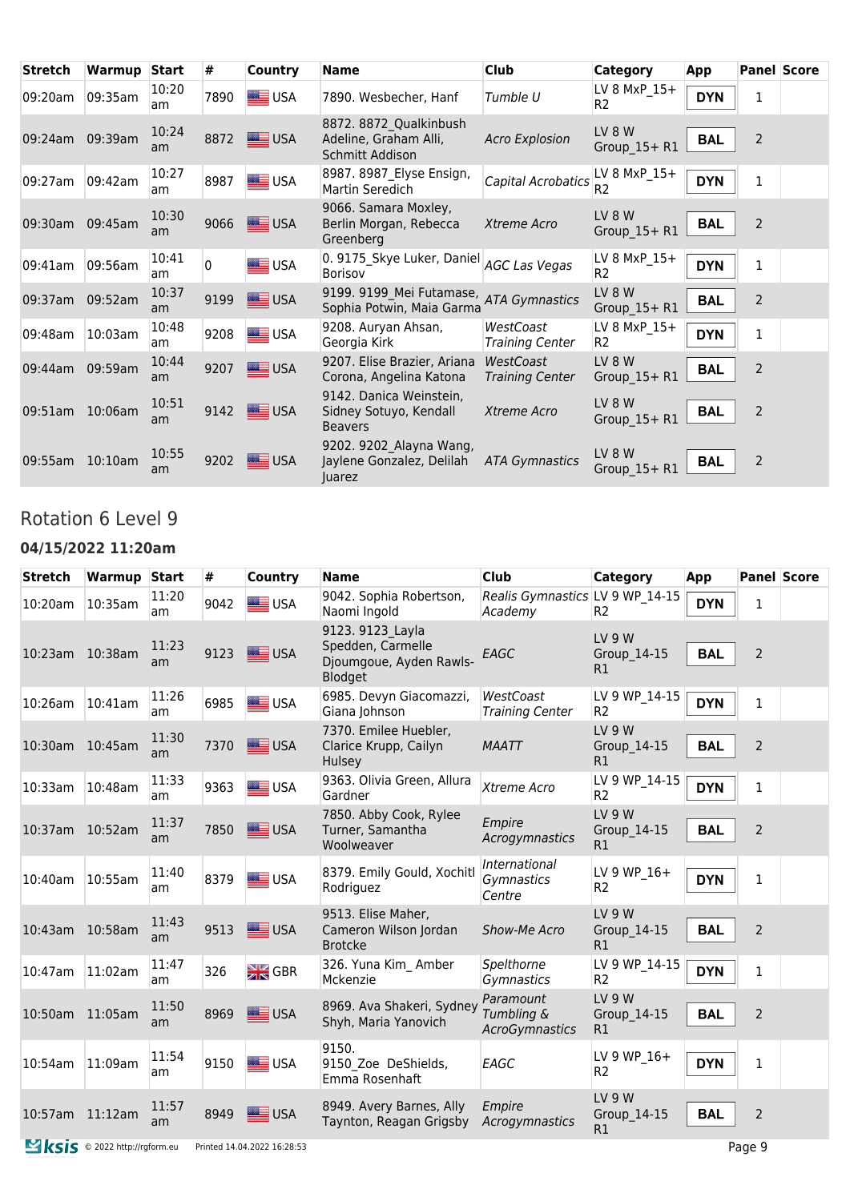| Stretch | Warmup | Start | # | Country | Name | Club | Category | App | Panel | Score |
|---|---|---|---|---|---|---|---|---|---|---|
| 09:20am | 09:35am | 10:20 am | 7890 | USA | 7890. Wesbecher, Hanf | *Tumble U* | LV 8 MxP_15+ R2 | DYN | 1 | |
| 09:24am | 09:39am | 10:24 am | 8872 | USA | 8872. 8872_Qualkinbush Adeline, Graham Alli, Schmitt Addison | *Acro Explosion* | LV 8 W Group_15+ R1 | BAL | 2 | |
| 09:27am | 09:42am | 10:27 am | 8987 | USA | 8987. 8987_Elyse Ensign, Martin Seredich | *Capital Acrobatics* | LV 8 MxP_15+ R2 | DYN | 1 | |
| 09:30am | 09:45am | 10:30 am | 9066 | USA | 9066. Samara Moxley, Berlin Morgan, Rebecca Greenberg | *Xtreme Acro* | LV 8 W Group_15+ R1 | BAL | 2 | |
| 09:41am | 09:56am | 10:41 am | 0 | USA | 0. 9175_Skye Luker, Daniel Borisov | *AGC Las Vegas* | LV 8 MxP_15+ R2 | DYN | 1 | |
| 09:37am | 09:52am | 10:37 am | 9199 | USA | 9199. 9199_Mei Futamase, Sophia Potwin, Maia Garma | *ATA Gymnastics* | LV 8 W Group_15+ R1 | BAL | 2 | |
| 09:48am | 10:03am | 10:48 am | 9208 | USA | 9208. Auryan Ahsan, Georgia Kirk | *WestCoast Training Center* | LV 8 MxP_15+ R2 | DYN | 1 | |
| 09:44am | 09:59am | 10:44 am | 9207 | USA | 9207. Elise Brazier, Ariana Corona, Angelina Katona | *WestCoast Training Center* | LV 8 W Group_15+ R1 | BAL | 2 | |
| 09:51am | 10:06am | 10:51 am | 9142 | USA | 9142. Danica Weinstein, Sidney Sotuyo, Kendall Beavers | *Xtreme Acro* | LV 8 W Group_15+ R1 | BAL | 2 | |
| 09:55am | 10:10am | 10:55 am | 9202 | USA | 9202. 9202_Alayna Wang, Jaylene Gonzalez, Delilah Juarez | *ATA Gymnastics* | LV 8 W Group_15+ R1 | BAL | 2 | |

## Rotation 6 Level 9

### 04/15/2022 11:20am

| Stretch | Warmup | Start | # | Country | Name | Club | Category | App | Panel | Score |
|---|---|---|---|---|---|---|---|---|---|---|
| 10:20am | 10:35am | 11:20 am | 9042 | USA | 9042. Sophia Robertson, Naomi Ingold | *Realis Gymnastics Academy* | LV 9 WP_14-15 R2 | DYN | 1 | |
| 10:23am | 10:38am | 11:23 am | 9123 | USA | 9123. 9123_Layla Spedden, Carmelle Djoumgoue, Ayden Rawls-Blodget | *EAGC* | LV 9 W Group_14-15 R1 | BAL | 2 | |
| 10:26am | 10:41am | 11:26 am | 6985 | USA | 6985. Devyn Giacomazzi, Giana Johnson | *WestCoast Training Center* | LV 9 WP_14-15 R2 | DYN | 1 | |
| 10:30am | 10:45am | 11:30 am | 7370 | USA | 7370. Emilee Huebler, Clarice Krupp, Cailyn Hulsey | *MAATT* | LV 9 W Group_14-15 R1 | BAL | 2 | |
| 10:33am | 10:48am | 11:33 am | 9363 | USA | 9363. Olivia Green, Allura Gardner | *Xtreme Acro* | LV 9 WP_14-15 R2 | DYN | 1 | |
| 10:37am | 10:52am | 11:37 am | 7850 | USA | 7850. Abby Cook, Rylee Turner, Samantha Woolweaver | *Empire Acrogymnastics* | LV 9 W Group_14-15 R1 | BAL | 2 | |
| 10:40am | 10:55am | 11:40 am | 8379 | USA | 8379. Emily Gould, Xochitl Rodriguez | *International Gymnastics Centre* | LV 9 WP_16+ R2 | DYN | 1 | |
| 10:43am | 10:58am | 11:43 am | 9513 | USA | 9513. Elise Maher, Cameron Wilson Jordan Brotcke | *Show-Me Acro* | LV 9 W Group_14-15 R1 | BAL | 2 | |
| 10:47am | 11:02am | 11:47 am | 326 | GBR | 326. Yuna Kim_ Amber Mckenzie | *Spelthorne Gymnastics* | LV 9 WP_14-15 R2 | DYN | 1 | |
| 10:50am | 11:05am | 11:50 am | 8969 | USA | 8969. Ava Shakeri, Sydney Shyh, Maria Yanovich | *Paramount Tumbling & AcroGymnastics* | LV 9 W Group_14-15 R1 | BAL | 2 | |
| 10:54am | 11:09am | 11:54 am | 9150 | USA | 9150. 9150_Zoe DeShields, Emma Rosenhaft | *EAGC* | LV 9 WP_16+ R2 | DYN | 1 | |
| 10:57am | 11:12am | 11:57 am | 8949 | USA | 8949. Avery Barnes, Ally Taynton, Reagan Grigsby | *Empire Acrogymnastics* | LV 9 W Group_14-15 R1 | BAL | 2 | |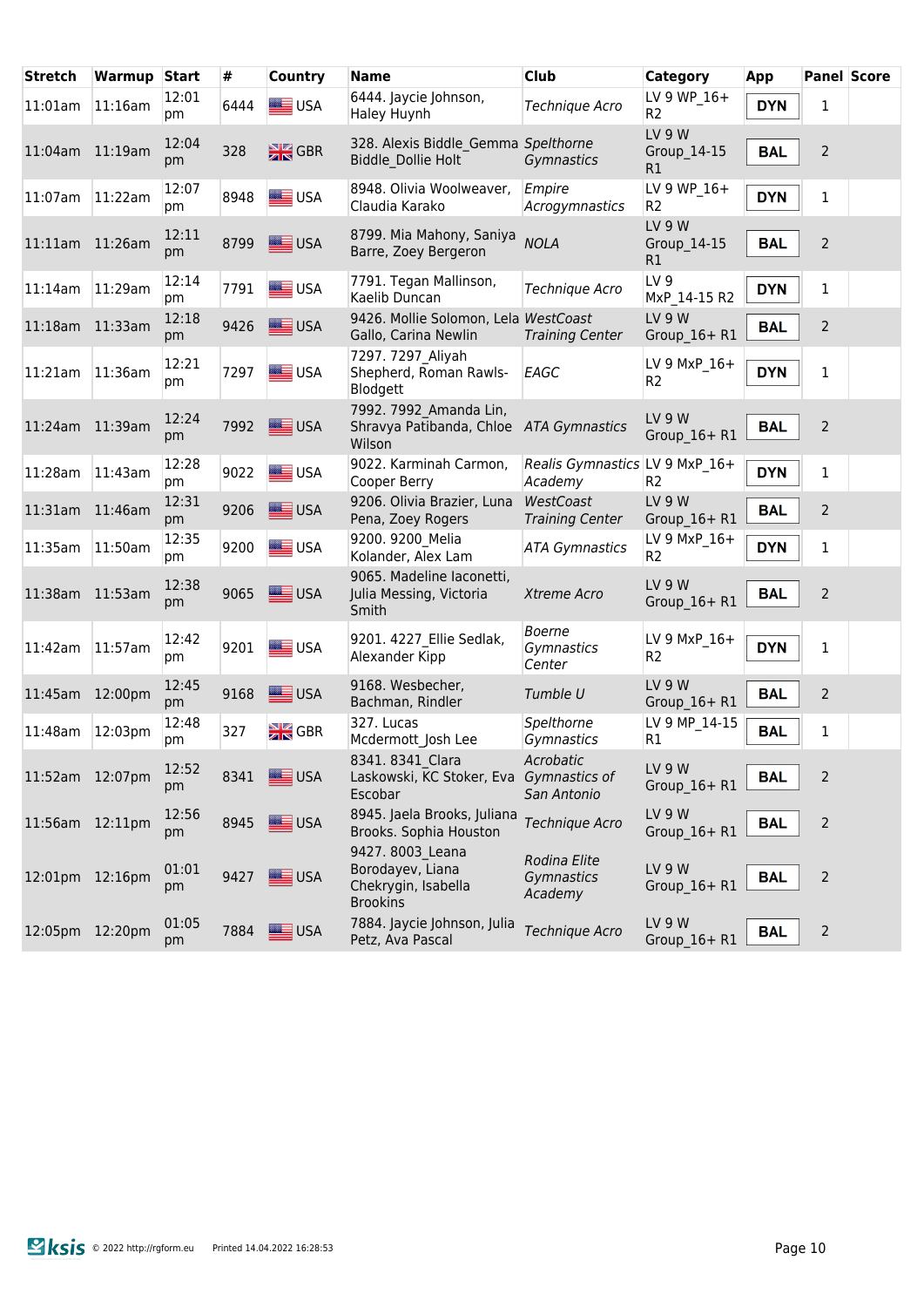| Stretch | Warmup | Start | # | Country | Name | Club | Category | App | Panel | Score |
|---|---|---|---|---|---|---|---|---|---|---|
| 11:01am | 11:16am | 12:01 pm | 6444 | USA | 6444. Jaycie Johnson, Haley Huynh | *Technique Acro* | LV 9 WP_16+ R2 | DYN | 1 | |
| 11:04am | 11:19am | 12:04 pm | 328 | GBR | 328. Alexis Biddle_Gemma Biddle_Dollie Holt | *Spelthorne Gymnastics* | LV 9 W Group_14-15 R1 | BAL | 2 | |
| 11:07am | 11:22am | 12:07 pm | 8948 | USA | 8948. Olivia Woolweaver, Claudia Karako | *Empire Acrogymnastics* | LV 9 WP_16+ R2 | DYN | 1 | |
| 11:11am | 11:26am | 12:11 pm | 8799 | USA | 8799. Mia Mahony, Saniya Barre, Zoey Bergeron | *NOLA* | LV 9 W Group_14-15 R1 | BAL | 2 | |
| 11:14am | 11:29am | 12:14 pm | 7791 | USA | 7791. Tegan Mallinson, Kaelib Duncan | *Technique Acro* | LV 9 MxP_14-15 R2 | DYN | 1 | |
| 11:18am | 11:33am | 12:18 pm | 9426 | USA | 9426. Mollie Solomon, Lela Gallo, Carina Newlin | *WestCoast Training Center* | LV 9 W Group_16+ R1 | BAL | 2 | |
| 11:21am | 11:36am | 12:21 pm | 7297 | USA | 7297. 7297_Aliyah Shepherd, Roman Rawls-Blodgett | *EAGC* | LV 9 MxP_16+ R2 | DYN | 1 | |
| 11:24am | 11:39am | 12:24 pm | 7992 | USA | 7992. 7992_Amanda Lin, Shravya Patibanda, Chloe Wilson | *ATA Gymnastics* | LV 9 W Group_16+ R1 | BAL | 2 | |
| 11:28am | 11:43am | 12:28 pm | 9022 | USA | 9022. Karminah Carmon, Cooper Berry | *Realis Gymnastics Academy* | LV 9 MxP_16+ R2 | DYN | 1 | |
| 11:31am | 11:46am | 12:31 pm | 9206 | USA | 9206. Olivia Brazier, Luna Pena, Zoey Rogers | *WestCoast Training Center* | LV 9 W Group_16+ R1 | BAL | 2 | |
| 11:35am | 11:50am | 12:35 pm | 9200 | USA | 9200. 9200_Melia Kolander, Alex Lam | *ATA Gymnastics* | LV 9 MxP_16+ R2 | DYN | 1 | |
| 11:38am | 11:53am | 12:38 pm | 9065 | USA | 9065. Madeline Iaconetti, Julia Messing, Victoria Smith | *Xtreme Acro* | LV 9 W Group_16+ R1 | BAL | 2 | |
| 11:42am | 11:57am | 12:42 pm | 9201 | USA | 9201. 4227_Ellie Sedlak, Alexander Kipp | *Boerne Gymnastics Center* | LV 9 MxP_16+ R2 | DYN | 1 | |
| 11:45am | 12:00pm | 12:45 pm | 9168 | USA | 9168. Wesbecher, Bachman, Rindler | *Tumble U* | LV 9 W Group_16+ R1 | BAL | 2 | |
| 11:48am | 12:03pm | 12:48 pm | 327 | GBR | 327. Lucas Mcdermott_Josh Lee | *Spelthorne Gymnastics* | LV 9 MP_14-15 R1 | BAL | 1 | |
| 11:52am | 12:07pm | 12:52 pm | 8341 | USA | 8341. 8341_Clara Laskowski, KC Stoker, Eva Escobar | *Acrobatic Gymnastics of San Antonio* | LV 9 W Group_16+ R1 | BAL | 2 | |
| 11:56am | 12:11pm | 12:56 pm | 8945 | USA | 8945. Jaela Brooks, Juliana Brooks, Sophia Houston | *Technique Acro* | LV 9 W Group_16+ R1 | BAL | 2 | |
| 12:01pm | 12:16pm | 01:01 pm | 9427 | USA | 9427. 8003_Leana Borodayev, Liana Chekrygin, Isabella Brookins | *Rodina Elite Gymnastics Academy* | LV 9 W Group_16+ R1 | BAL | 2 | |
| 12:05pm | 12:20pm | 01:05 pm | 7884 | USA | 7884. Jaycie Johnson, Julia Petz, Ava Pascal | *Technique Acro* | LV 9 W Group_16+ R1 | BAL | 2 | |

© 2022 http://rgform.eu Printed 14.04.2022 16:28:53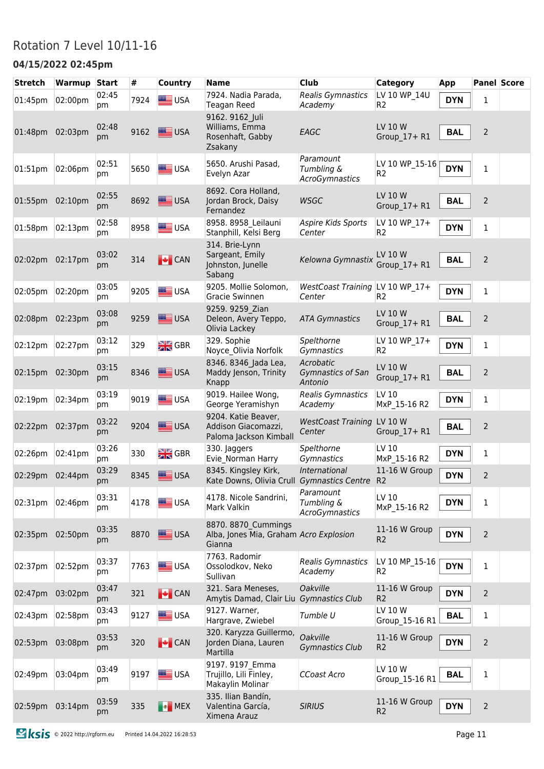# Rotation 7 Level 10/11-16

### 04/15/2022 02:45pm

| Stretch | Warmup | Start | # | Country | Name | Club | Category | App | Panel | Score |
|---|---|---|---|---|---|---|---|---|---|---|
| 01:45pm | 02:00pm | 02:45 pm | 7924 | USA | 7924. Nadia Parada, Teagan Reed | *Realis Gymnastics Academy* | LV 10 WP_14U R2 | **DYN** | 1 | |
| 01:48pm | 02:03pm | 02:48 pm | 9162 | USA | 9162. 9162_Juli Williams, Emma Rosenhaft, Gabby Zsakany | *EAGC* | LV 10 W Group_17+ R1 | **BAL** | 2 | |
| 01:51pm | 02:06pm | 02:51 pm | 5650 | USA | 5650. Arushi Pasad, Evelyn Azar | *Paramount Tumbling & AcroGymnastics* | LV 10 WP_15-16 R2 | **DYN** | 1 | |
| 01:55pm | 02:10pm | 02:55 pm | 8692 | USA | 8692. Cora Holland, Jordan Brock, Daisy Fernandez | *WSGC* | LV 10 W Group_17+ R1 | **BAL** | 2 | |
| 01:58pm | 02:13pm | 02:58 pm | 8958 | USA | 8958. 8958_Leilauni Stanphill, Kelsi Berg | *Aspire Kids Sports Center* | LV 10 WP_17+ R2 | **DYN** | 1 | |
| 02:02pm | 02:17pm | 03:02 pm | 314 | CAN | 314. Brie-Lynn Sargeant, Emily Johnston, Junelle Sabang | *Kelowna Gymnastix* | LV 10 W Group_17+ R1 | **BAL** | 2 | |
| 02:05pm | 02:20pm | 03:05 pm | 9205 | USA | 9205. Mollie Solomon, Gracie Swinnen | *WestCoast Training Center* | LV 10 WP_17+ R2 | **DYN** | 1 | |
| 02:08pm | 02:23pm | 03:08 pm | 9259 | USA | 9259. 9259_Zian Deleon, Avery Teppo, Olivia Lackey | *ATA Gymnastics* | LV 10 W Group_17+ R1 | **BAL** | 2 | |
| 02:12pm | 02:27pm | 03:12 pm | 329 | GBR | 329. Sophie Noyce_Olivia Norfolk | *Spelthorne Gymnastics* | LV 10 WP_17+ R2 | **DYN** | 1 | |
| 02:15pm | 02:30pm | 03:15 pm | 8346 | USA | 8346. 8346_Jada Lea, Maddy Jenson, Trinity Knapp | *Acrobatic Gymnastics of San Antonio* | LV 10 W Group_17+ R1 | **BAL** | 2 | |
| 02:19pm | 02:34pm | 03:19 pm | 9019 | USA | 9019. Hailee Wong, George Yeramishyn | *Realis Gymnastics Academy* | LV 10 MxP_15-16 R2 | **DYN** | 1 | |
| 02:22pm | 02:37pm | 03:22 pm | 9204 | USA | 9204. Katie Beaver, Addison Giacomazzi, Paloma Jackson Kimball | *WestCoast Training Center* | LV 10 W Group_17+ R1 | **BAL** | 2 | |
| 02:26pm | 02:41pm | 03:26 pm | 330 | GBR | 330. Jaggers Evie_Norman Harry | *Spelthorne Gymnastics* | LV 10 MxP_15-16 R2 | **DYN** | 1 | |
| 02:29pm | 02:44pm | 03:29 pm | 8345 | USA | 8345. Kingsley Kirk, Kate Downs, Olivia Crull | *International Gymnastics Centre* | 11-16 W Group R2 | **DYN** | 2 | |
| 02:31pm | 02:46pm | 03:31 pm | 4178 | USA | 4178. Nicole Sandrini, Mark Valkin | *Paramount Tumbling & AcroGymnastics* | LV 10 MxP_15-16 R2 | **DYN** | 1 | |
| 02:35pm | 02:50pm | 03:35 pm | 8870 | USA | 8870. 8870_Cummings Alba, Jones Mia, Graham Gianna | *Acro Explosion* | 11-16 W Group R2 | **DYN** | 2 | |
| 02:37pm | 02:52pm | 03:37 pm | 7763 | USA | 7763. Radomir Ossolodkov, Neko Sullivan | *Realis Gymnastics Academy* | LV 10 MP_15-16 R2 | **DYN** | 1 | |
| 02:47pm | 03:02pm | 03:47 pm | 321 | CAN | 321. Sara Meneses, Amytis Damad, Clair Liu | *Oakville Gymnastics Club* | 11-16 W Group R2 | **DYN** | 2 | |
| 02:43pm | 02:58pm | 03:43 pm | 9127 | USA | 9127. Warner, Hargrave, Zwiebel | *Tumble U* | LV 10 W Group_15-16 R1 | **BAL** | 1 | |
| 02:53pm | 03:08pm | 03:53 pm | 320 | CAN | 320. Karyzza Guillermo, Jorden Diana, Lauren Martilla | *Oakville Gymnastics Club* | 11-16 W Group R2 | **DYN** | 2 | |
| 02:49pm | 03:04pm | 03:49 pm | 9197 | USA | 9197. 9197_Emma Trujillo, Lili Finley, Makaylin Molinar | *CCoast Acro* | LV 10 W Group_15-16 R1 | **BAL** | 1 | |
| 02:59pm | 03:14pm | 03:59 pm | 335 | MEX | 335. Ilian Bandín, Valentina García, Ximena Arauz | *SIRIUS* | 11-16 W Group R2 | **DYN** | 2 | |

© 2022 http://rgform.eu Printed 14.04.2022 16:28:53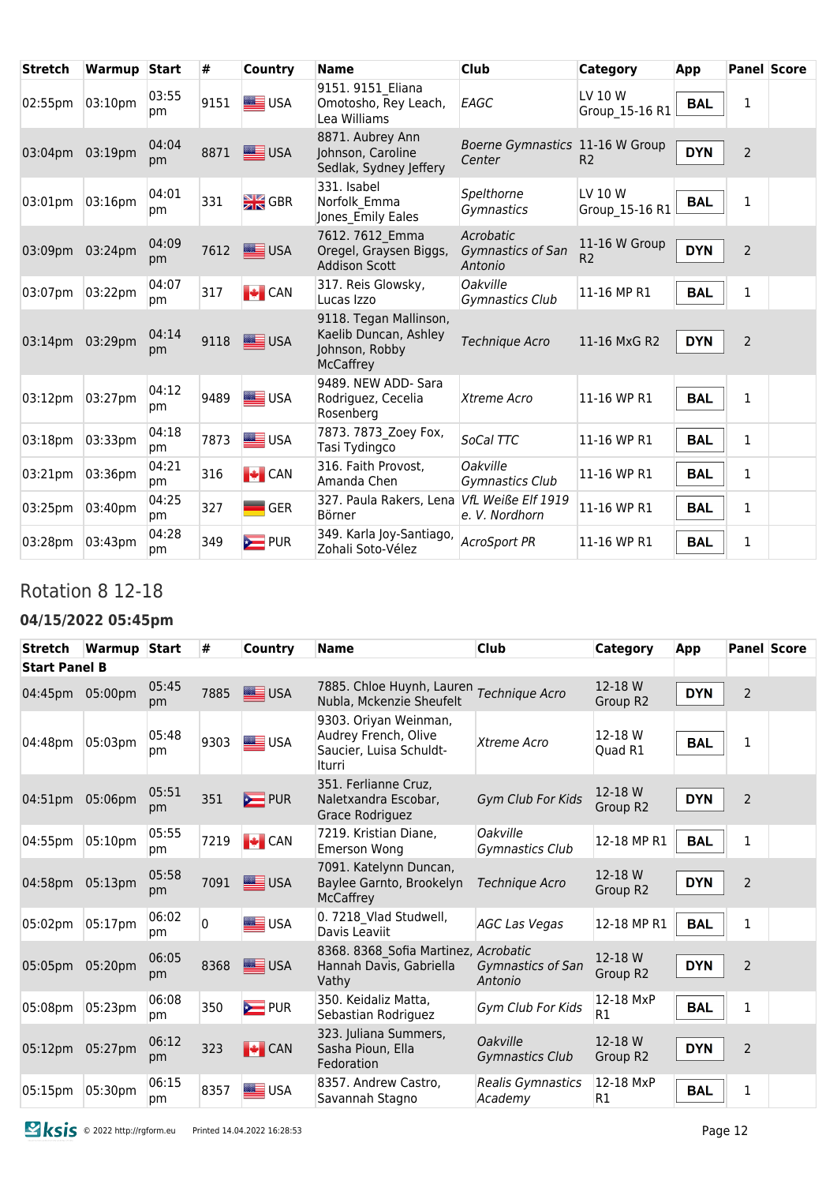| Stretch | Warmup | Start | # | Country | Name | Club | Category | App | Panel | Score |
|---|---|---|---|---|---|---|---|---|---|---|
| 02:55pm | 03:10pm | 03:55 pm | 9151 | USA | 9151. 9151_Eliana Omotosho, Rey Leach, Lea Williams | *EAGC* | LV 10 W Group_15-16 R1 | BAL | 1 | |
| 03:04pm | 03:19pm | 04:04 pm | 8871 | USA | 8871. Aubrey Ann Johnson, Caroline Sedlak, Sydney Jeffery | *Boerne Gymnastics Center* | 11-16 W Group R2 | DYN | 2 | |
| 03:01pm | 03:16pm | 04:01 pm | 331 | GBR | 331. Isabel Norfolk_Emma Jones_Emily Eales | *Spelthorne Gymnastics* | LV 10 W Group_15-16 R1 | BAL | 1 | |
| 03:09pm | 03:24pm | 04:09 pm | 7612 | USA | 7612. 7612_Emma Oregel, Graysen Biggs, Addison Scott | *Acrobatic Gymnastics of San Antonio* | 11-16 W Group R2 | DYN | 2 | |
| 03:07pm | 03:22pm | 04:07 pm | 317 | CAN | 317. Reis Glowsky, Lucas Izzo | *Oakville Gymnastics Club* | 11-16 MP R1 | BAL | 1 | |
| 03:14pm | 03:29pm | 04:14 pm | 9118 | USA | 9118. Tegan Mallinson, Kaelib Duncan, Ashley Johnson, Robby McCaffrey | *Technique Acro* | 11-16 MxG R2 | DYN | 2 | |
| 03:12pm | 03:27pm | 04:12 pm | 9489 | USA | 9489. NEW ADD- Sara Rodriguez, Cecelia Rosenberg | *Xtreme Acro* | 11-16 WP R1 | BAL | 1 | |
| 03:18pm | 03:33pm | 04:18 pm | 7873 | USA | 7873. 7873_Zoey Fox, Tasi Tydingco | *SoCal TTC* | 11-16 WP R1 | BAL | 1 | |
| 03:21pm | 03:36pm | 04:21 pm | 316 | CAN | 316. Faith Provost, Amanda Chen | *Oakville Gymnastics Club* | 11-16 WP R1 | BAL | 1 | |
| 03:25pm | 03:40pm | 04:25 pm | 327 | GER | 327. Paula Rakers, Lena Börner | *VfL Weiße Elf 1919 e. V. Nordhorn* | 11-16 WP R1 | BAL | 1 | |
| 03:28pm | 03:43pm | 04:28 pm | 349 | PUR | 349. Karla Joy-Santiago, Zohali Soto-Vélez | *AcroSport PR* | 11-16 WP R1 | BAL | 1 | |

## Rotation 8 12-18

### 04/15/2022 05:45pm

| Stretch | Warmup | Start | # | Country | Name | Club | Category | App | Panel | Score |
|---|---|---|---|---|---|---|---|---|---|---|
| **Start Panel B** | | | | | | | | | | |
| 04:45pm | 05:00pm | 05:45 pm | 7885 | USA | 7885. Chloe Huynh, Lauren Nubla, Mckenzie Sheufelt | *Technique Acro* | 12-18 W Group R2 | DYN | 2 | |
| 04:48pm | 05:03pm | 05:48 pm | 9303 | USA | 9303. Oriyan Weinman, Audrey French, Olive Saucier, Luisa Schuldt-Iturri | *Xtreme Acro* | 12-18 W Quad R1 | BAL | 1 | |
| 04:51pm | 05:06pm | 05:51 pm | 351 | PUR | 351. Ferlianne Cruz, Naletxandra Escobar, Grace Rodriguez | *Gym Club For Kids* | 12-18 W Group R2 | DYN | 2 | |
| 04:55pm | 05:10pm | 05:55 pm | 7219 | CAN | 7219. Kristian Diane, Emerson Wong | *Oakville Gymnastics Club* | 12-18 MP R1 | BAL | 1 | |
| 04:58pm | 05:13pm | 05:58 pm | 7091 | USA | 7091. Katelynn Duncan, Baylee Garnto, Brookelyn McCaffrey | *Technique Acro* | 12-18 W Group R2 | DYN | 2 | |
| 05:02pm | 05:17pm | 06:02 pm | 0 | USA | 0. 7218_Vlad Studwell, Davis Leaviit | *AGC Las Vegas* | 12-18 MP R1 | BAL | 1 | |
| 05:05pm | 05:20pm | 06:05 pm | 8368 | USA | 8368. 8368_Sofia Martinez, Hannah Davis, Gabriella Vathy | *Acrobatic Gymnastics of San Antonio* | 12-18 W Group R2 | DYN | 2 | |
| 05:08pm | 05:23pm | 06:08 pm | 350 | PUR | 350. Keidaliz Matta, Sebastian Rodriguez | *Gym Club For Kids* | 12-18 MxP R1 | BAL | 1 | |
| 05:12pm | 05:27pm | 06:12 pm | 323 | CAN | 323. Juliana Summers, Sasha Pioun, Ella Fedoration | *Oakville Gymnastics Club* | 12-18 W Group R2 | DYN | 2 | |
| 05:15pm | 05:30pm | 06:15 pm | 8357 | USA | 8357. Andrew Castro, Savannah Stagno | *Realis Gymnastics Academy* | 12-18 MxP R1 | BAL | 1 | |

© 2022 http://rgform.eu Printed 14.04.2022 16:28:53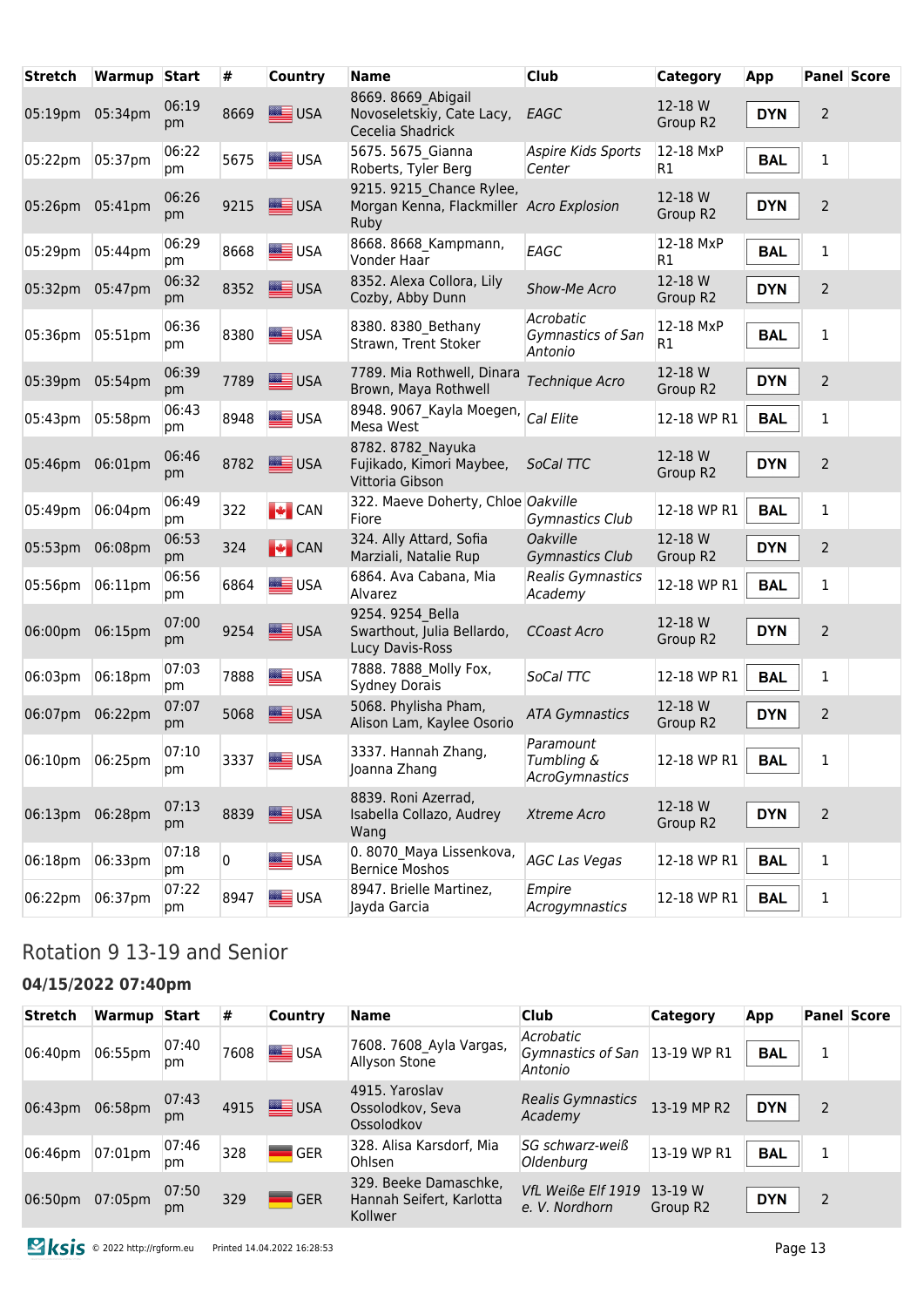| Stretch | Warmup | Start | # | Country | Name | Club | Category | App | Panel | Score |
|---|---|---|---|---|---|---|---|---|---|---|
| 05:19pm | 05:34pm | 06:19 pm | 8669 | USA | 8669. 8669_Abigail Novoseletskiy, Cate Lacy, Cecelia Shadrick | *EAGC* | 12-18 W Group R2 | **DYN** | 2 | |
| 05:22pm | 05:37pm | 06:22 pm | 5675 | USA | 5675. 5675_Gianna Roberts, Tyler Berg | *Aspire Kids Sports Center* | 12-18 MxP R1 | **BAL** | 1 | |
| 05:26pm | 05:41pm | 06:26 pm | 9215 | USA | 9215. 9215_Chance Rylee, Morgan Kenna, Flackmiller Ruby | *Acro Explosion* | 12-18 W Group R2 | **DYN** | 2 | |
| 05:29pm | 05:44pm | 06:29 pm | 8668 | USA | 8668. 8668_Kampmann, Vonder Haar | *EAGC* | 12-18 MxP R1 | **BAL** | 1 | |
| 05:32pm | 05:47pm | 06:32 pm | 8352 | USA | 8352. Alexa Collora, Lily Cozby, Abby Dunn | *Show-Me Acro* | 12-18 W Group R2 | **DYN** | 2 | |
| 05:36pm | 05:51pm | 06:36 pm | 8380 | USA | 8380. 8380_Bethany Strawn, Trent Stoker | *Acrobatic Gymnastics of San Antonio* | 12-18 MxP R1 | **BAL** | 1 | |
| 05:39pm | 05:54pm | 06:39 pm | 7789 | USA | 7789. Mia Rothwell, Dinara Brown, Maya Rothwell | *Technique Acro* | 12-18 W Group R2 | **DYN** | 2 | |
| 05:43pm | 05:58pm | 06:43 pm | 8948 | USA | 8948. 9067_Kayla Moegen, Mesa West | *Cal Elite* | 12-18 WP R1 | **BAL** | 1 | |
| 05:46pm | 06:01pm | 06:46 pm | 8782 | USA | 8782. 8782_Nayuka Fujikado, Kimori Maybee, Vittoria Gibson | *SoCal TTC* | 12-18 W Group R2 | **DYN** | 2 | |
| 05:49pm | 06:04pm | 06:49 pm | 322 | CAN | 322. Maeve Doherty, Chloe Fiore | *Oakville Gymnastics Club* | 12-18 WP R1 | **BAL** | 1 | |
| 05:53pm | 06:08pm | 06:53 pm | 324 | CAN | 324. Ally Attard, Sofia Marziali, Natalie Rup | *Oakville Gymnastics Club* | 12-18 W Group R2 | **DYN** | 2 | |
| 05:56pm | 06:11pm | 06:56 pm | 6864 | USA | 6864. Ava Cabana, Mia Alvarez | *Realis Gymnastics Academy* | 12-18 WP R1 | **BAL** | 1 | |
| 06:00pm | 06:15pm | 07:00 pm | 9254 | USA | 9254. 9254_Bella Swarthout, Julia Bellardo, Lucy Davis-Ross | *CCoast Acro* | 12-18 W Group R2 | **DYN** | 2 | |
| 06:03pm | 06:18pm | 07:03 pm | 7888 | USA | 7888. 7888_Molly Fox, Sydney Dorais | *SoCal TTC* | 12-18 WP R1 | **BAL** | 1 | |
| 06:07pm | 06:22pm | 07:07 pm | 5068 | USA | 5068. Phylisha Pham, Alison Lam, Kaylee Osorio | *ATA Gymnastics* | 12-18 W Group R2 | **DYN** | 2 | |
| 06:10pm | 06:25pm | 07:10 pm | 3337 | USA | 3337. Hannah Zhang, Joanna Zhang | *Paramount Tumbling & AcroGymnastics* | 12-18 WP R1 | **BAL** | 1 | |
| 06:13pm | 06:28pm | 07:13 pm | 8839 | USA | 8839. Roni Azerrad, Isabella Collazo, Audrey Wang | *Xtreme Acro* | 12-18 W Group R2 | **DYN** | 2 | |
| 06:18pm | 06:33pm | 07:18 pm | 0 | USA | 0. 8070_Maya Lissenkova, Bernice Moshos | *AGC Las Vegas* | 12-18 WP R1 | **BAL** | 1 | |
| 06:22pm | 06:37pm | 07:22 pm | 8947 | USA | 8947. Brielle Martinez, Jayda Garcia | *Empire Acrogymnastics* | 12-18 WP R1 | **BAL** | 1 | |

## Rotation 9 13-19 and Senior

### 04/15/2022 07:40pm

| Stretch | Warmup | Start | # | Country | Name | Club | Category | App | Panel | Score |
|---|---|---|---|---|---|---|---|---|---|---|
| 06:40pm | 06:55pm | 07:40 pm | 7608 | USA | 7608. 7608_Ayla Vargas, Allyson Stone | *Acrobatic Gymnastics of San Antonio* | 13-19 WP R1 | **BAL** | 1 | |
| 06:43pm | 06:58pm | 07:43 pm | 4915 | USA | 4915. Yaroslav Ossolodkov, Seva Ossolodkov | *Realis Gymnastics Academy* | 13-19 MP R2 | **DYN** | 2 | |
| 06:46pm | 07:01pm | 07:46 pm | 328 | GER | 328. Alisa Karsdorf, Mia Ohlsen | *SG schwarz-weiß Oldenburg* | 13-19 WP R1 | **BAL** | 1 | |
| 06:50pm | 07:05pm | 07:50 pm | 329 | GER | 329. Beeke Damaschke, Hannah Seifert, Karlotta Kollwer | *VfL Weiße Elf 1919 e. V. Nordhorn* | 13-19 W Group R2 | **DYN** | 2 | |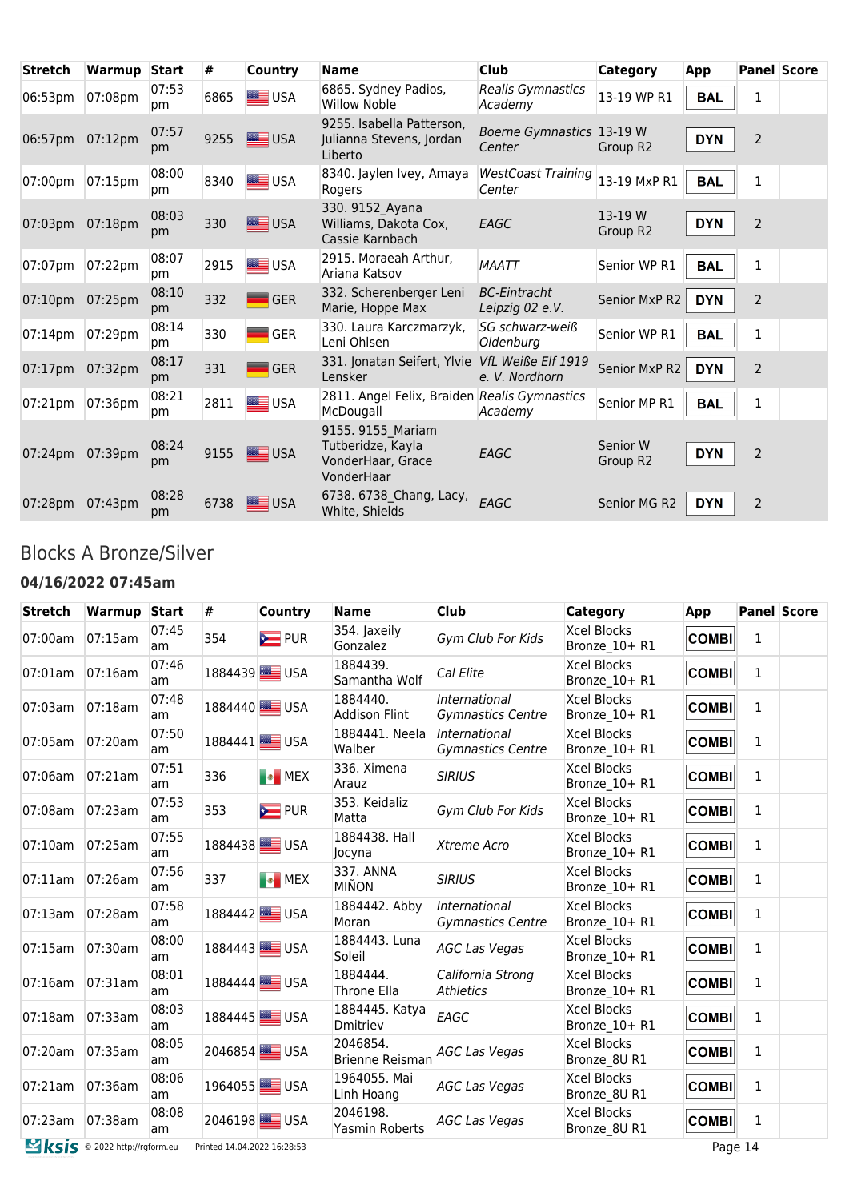| Stretch | Warmup | Start | # | Country | Name | Club | Category | App | Panel | Score |
|---|---|---|---|---|---|---|---|---|---|---|
| 06:53pm | 07:08pm | 07:53 pm | 6865 | USA | 6865. Sydney Padios, Willow Noble | *Realis Gymnastics Academy* | 13-19 WP R1 | BAL | 1 | |
| 06:57pm | 07:12pm | 07:57 pm | 9255 | USA | 9255. Isabella Patterson, Julianna Stevens, Jordan Liberto | *Boerne Gymnastics Center* | 13-19 W Group R2 | DYN | 2 | |
| 07:00pm | 07:15pm | 08:00 pm | 8340 | USA | 8340. Jaylen Ivey, Amaya Rogers | *WestCoast Training Center* | 13-19 MxP R1 | BAL | 1 | |
| 07:03pm | 07:18pm | 08:03 pm | 330 | USA | 330. 9152_Ayana Williams, Dakota Cox, Cassie Karnbach | *EAGC* | 13-19 W Group R2 | DYN | 2 | |
| 07:07pm | 07:22pm | 08:07 pm | 2915 | USA | 2915. Moraeah Arthur, Ariana Katsov | *MAATT* | Senior WP R1 | BAL | 1 | |
| 07:10pm | 07:25pm | 08:10 pm | 332 | GER | 332. Scherenberger Leni Marie, Hoppe Max | *BC-Eintracht Leipzig 02 e.V.* | Senior MxP R2 | DYN | 2 | |
| 07:14pm | 07:29pm | 08:14 pm | 330 | GER | 330. Laura Karczmarzyk, Leni Ohlsen | *SG schwarz-weiß Oldenburg* | Senior WP R1 | BAL | 1 | |
| 07:17pm | 07:32pm | 08:17 pm | 331 | GER | 331. Jonatan Seifert, Ylvie Lensker | *VfL Weiße Elf 1919 e. V. Nordhorn* | Senior MxP R2 | DYN | 2 | |
| 07:21pm | 07:36pm | 08:21 pm | 2811 | USA | 2811. Angel Felix, Braiden McDougall | *Realis Gymnastics Academy* | Senior MP R1 | BAL | 1 | |
| 07:24pm | 07:39pm | 08:24 pm | 9155 | USA | 9155. 9155_Mariam Tutberidze, Kayla VonderHaar, Grace VonderHaar | *EAGC* | Senior W Group R2 | DYN | 2 | |
| 07:28pm | 07:43pm | 08:28 pm | 6738 | USA | 6738. 6738_Chang, Lacy, White, Shields | *EAGC* | Senior MG R2 | DYN | 2 | |

## Blocks A Bronze/Silver

### 04/16/2022 07:45am

| Stretch | Warmup | Start | # | Country | Name | Club | Category | App | Panel | Score |
|---|---|---|---|---|---|---|---|---|---|---|
| 07:00am | 07:15am | 07:45 am | 354 | PUR | 354. Jaxeily Gonzalez | *Gym Club For Kids* | Xcel Blocks Bronze_10+ R1 | COMBI | 1 | |
| 07:01am | 07:16am | 07:46 am | 1884439 | USA | 1884439. Samantha Wolf | *Cal Elite* | Xcel Blocks Bronze_10+ R1 | COMBI | 1 | |
| 07:03am | 07:18am | 07:48 am | 1884440 | USA | 1884440. Addison Flint | *International Gymnastics Centre* | Xcel Blocks Bronze_10+ R1 | COMBI | 1 | |
| 07:05am | 07:20am | 07:50 am | 1884441 | USA | 1884441. Neela Walber | *International Gymnastics Centre* | Xcel Blocks Bronze_10+ R1 | COMBI | 1 | |
| 07:06am | 07:21am | 07:51 am | 336 | MEX | 336. Ximena Arauz | *SIRIUS* | Xcel Blocks Bronze_10+ R1 | COMBI | 1 | |
| 07:08am | 07:23am | 07:53 am | 353 | PUR | 353. Keidaliz Matta | *Gym Club For Kids* | Xcel Blocks Bronze_10+ R1 | COMBI | 1 | |
| 07:10am | 07:25am | 07:55 am | 1884438 | USA | 1884438. Hall Jocyna | *Xtreme Acro* | Xcel Blocks Bronze_10+ R1 | COMBI | 1 | |
| 07:11am | 07:26am | 07:56 am | 337 | MEX | 337. ANNA MIÑON | *SIRIUS* | Xcel Blocks Bronze_10+ R1 | COMBI | 1 | |
| 07:13am | 07:28am | 07:58 am | 1884442 | USA | 1884442. Abby Moran | *International Gymnastics Centre* | Xcel Blocks Bronze_10+ R1 | COMBI | 1 | |
| 07:15am | 07:30am | 08:00 am | 1884443 | USA | 1884443. Luna Soleil | *AGC Las Vegas* | Xcel Blocks Bronze_10+ R1 | COMBI | 1 | |
| 07:16am | 07:31am | 08:01 am | 1884444 | USA | 1884444. Throne Ella | *California Strong Athletics* | Xcel Blocks Bronze_10+ R1 | COMBI | 1 | |
| 07:18am | 07:33am | 08:03 am | 1884445 | USA | 1884445. Katya Dmitriev | *EAGC* | Xcel Blocks Bronze_10+ R1 | COMBI | 1 | |
| 07:20am | 07:35am | 08:05 am | 2046854 | USA | 2046854. Brienne Reisman | *AGC Las Vegas* | Xcel Blocks Bronze_8U R1 | COMBI | 1 | |
| 07:21am | 07:36am | 08:06 am | 1964055 | USA | 1964055. Mai Linh Hoang | *AGC Las Vegas* | Xcel Blocks Bronze_8U R1 | COMBI | 1 | |
| 07:23am | 07:38am | 08:08 am | 2046198 | USA | 2046198. Yasmin Roberts | *AGC Las Vegas* | Xcel Blocks Bronze_8U R1 | COMBI | 1 | |

© 2022 http://rgform.eu Printed 14.04.2022 16:28:53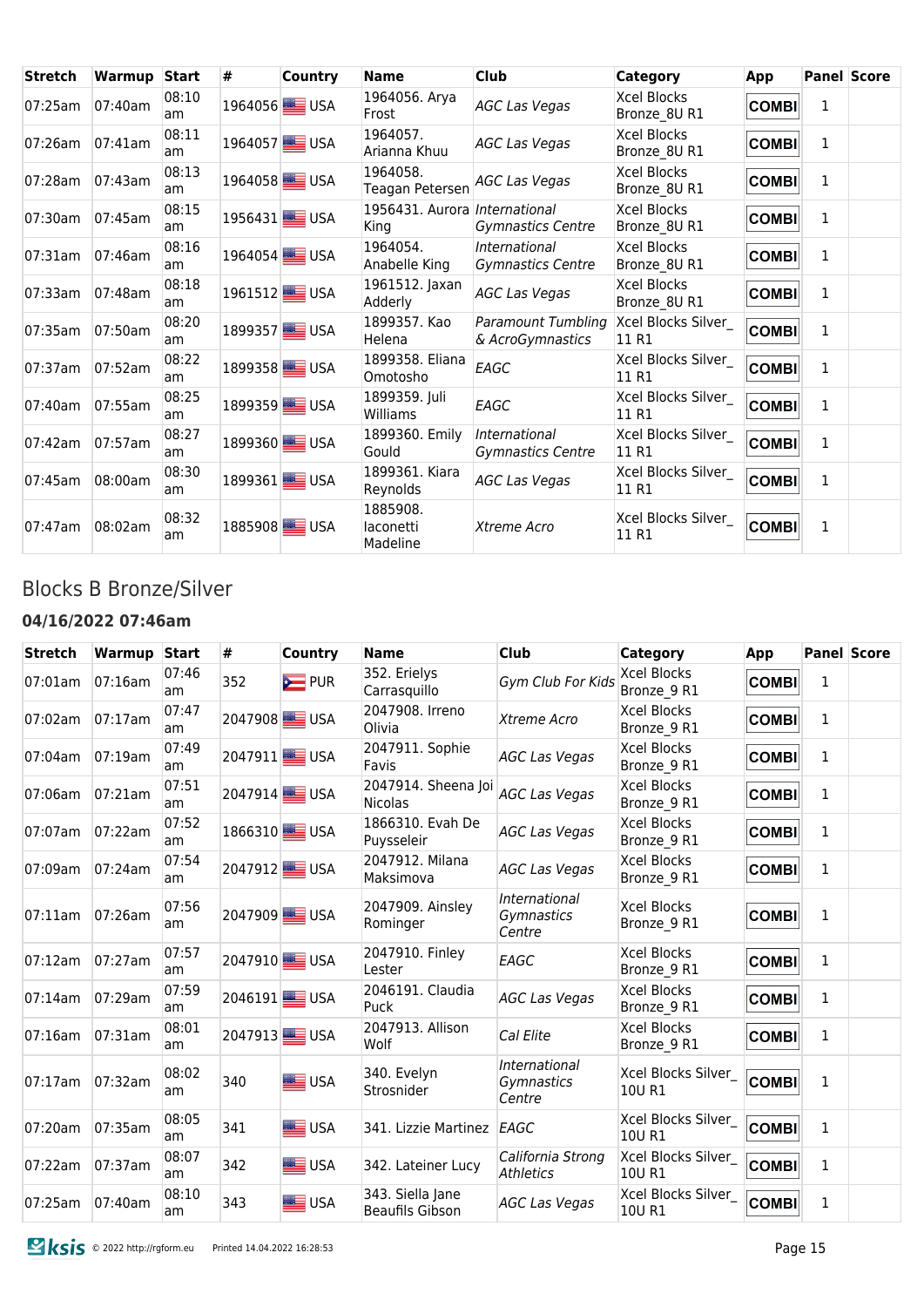| Stretch | Warmup | Start | # | Country | Name | Club | Category | App | Panel | Score |
|---|---|---|---|---|---|---|---|---|---|---|
| 07:25am | 07:40am | 08:10 am | 1964056 | USA | 1964056. Arya Frost | *AGC Las Vegas* | Xcel Blocks Bronze_8U R1 | COMBI | 1 | |
| 07:26am | 07:41am | 08:11 am | 1964057 | USA | 1964057. Arianna Khuu | *AGC Las Vegas* | Xcel Blocks Bronze_8U R1 | COMBI | 1 | |
| 07:28am | 07:43am | 08:13 am | 1964058 | USA | 1964058. Teagan Petersen | *AGC Las Vegas* | Xcel Blocks Bronze_8U R1 | COMBI | 1 | |
| 07:30am | 07:45am | 08:15 am | 1956431 | USA | 1956431. Aurora King | *International Gymnastics Centre* | Xcel Blocks Bronze_8U R1 | COMBI | 1 | |
| 07:31am | 07:46am | 08:16 am | 1964054 | USA | 1964054. Anabelle King | *International Gymnastics Centre* | Xcel Blocks Bronze_8U R1 | COMBI | 1 | |
| 07:33am | 07:48am | 08:18 am | 1961512 | USA | 1961512. Jaxan Adderly | *AGC Las Vegas* | Xcel Blocks Bronze_8U R1 | COMBI | 1 | |
| 07:35am | 07:50am | 08:20 am | 1899357 | USA | 1899357. Kao Helena | *Paramount Tumbling & AcroGymnastics* | Xcel Blocks Silver_11 R1 | COMBI | 1 | |
| 07:37am | 07:52am | 08:22 am | 1899358 | USA | 1899358. Eliana Omotosho | *EAGC* | Xcel Blocks Silver_11 R1 | COMBI | 1 | |
| 07:40am | 07:55am | 08:25 am | 1899359 | USA | 1899359. Juli Williams | *EAGC* | Xcel Blocks Silver_11 R1 | COMBI | 1 | |
| 07:42am | 07:57am | 08:27 am | 1899360 | USA | 1899360. Emily Gould | *International Gymnastics Centre* | Xcel Blocks Silver_11 R1 | COMBI | 1 | |
| 07:45am | 08:00am | 08:30 am | 1899361 | USA | 1899361. Kiara Reynolds | *AGC Las Vegas* | Xcel Blocks Silver_11 R1 | COMBI | 1 | |
| 07:47am | 08:02am | 08:32 am | 1885908 | USA | 1885908. Iaconetti Madeline | *Xtreme Acro* | Xcel Blocks Silver_11 R1 | COMBI | 1 | |

## Blocks B Bronze/Silver

### 04/16/2022 07:46am

| Stretch | Warmup | Start | # | Country | Name | Club | Category | App | Panel | Score |
|---|---|---|---|---|---|---|---|---|---|---|
| 07:01am | 07:16am | 07:46 am | 352 | PUR | 352. Erielys Carrasquillo | *Gym Club For Kids* | Xcel Blocks Bronze_9 R1 | COMBI | 1 | |
| 07:02am | 07:17am | 07:47 am | 2047908 | USA | 2047908. Irreno Olivia | *Xtreme Acro* | Xcel Blocks Bronze_9 R1 | COMBI | 1 | |
| 07:04am | 07:19am | 07:49 am | 2047911 | USA | 2047911. Sophie Favis | *AGC Las Vegas* | Xcel Blocks Bronze_9 R1 | COMBI | 1 | |
| 07:06am | 07:21am | 07:51 am | 2047914 | USA | 2047914. Sheena Joi Nicolas | *AGC Las Vegas* | Xcel Blocks Bronze_9 R1 | COMBI | 1 | |
| 07:07am | 07:22am | 07:52 am | 1866310 | USA | 1866310. Evah De Puysseleir | *AGC Las Vegas* | Xcel Blocks Bronze_9 R1 | COMBI | 1 | |
| 07:09am | 07:24am | 07:54 am | 2047912 | USA | 2047912. Milana Maksimova | *AGC Las Vegas* | Xcel Blocks Bronze_9 R1 | COMBI | 1 | |
| 07:11am | 07:26am | 07:56 am | 2047909 | USA | 2047909. Ainsley Rominger | *International Gymnastics Centre* | Xcel Blocks Bronze_9 R1 | COMBI | 1 | |
| 07:12am | 07:27am | 07:57 am | 2047910 | USA | 2047910. Finley Lester | *EAGC* | Xcel Blocks Bronze_9 R1 | COMBI | 1 | |
| 07:14am | 07:29am | 07:59 am | 2046191 | USA | 2046191. Claudia Puck | *AGC Las Vegas* | Xcel Blocks Bronze_9 R1 | COMBI | 1 | |
| 07:16am | 07:31am | 08:01 am | 2047913 | USA | 2047913. Allison Wolf | *Cal Elite* | Xcel Blocks Bronze_9 R1 | COMBI | 1 | |
| 07:17am | 07:32am | 08:02 am | 340 | USA | 340. Evelyn Strosnider | *International Gymnastics Centre* | Xcel Blocks Silver_10U R1 | COMBI | 1 | |
| 07:20am | 07:35am | 08:05 am | 341 | USA | 341. Lizzie Martinez | *EAGC* | Xcel Blocks Silver_10U R1 | COMBI | 1 | |
| 07:22am | 07:37am | 08:07 am | 342 | USA | 342. Lateiner Lucy | *California Strong Athletics* | Xcel Blocks Silver_10U R1 | COMBI | 1 | |
| 07:25am | 07:40am | 08:10 am | 343 | USA | 343. Siella Jane Beaufils Gibson | *AGC Las Vegas* | Xcel Blocks Silver_10U R1 | COMBI | 1 | |

© 2022 http://rgform.eu Printed 14.04.2022 16:28:53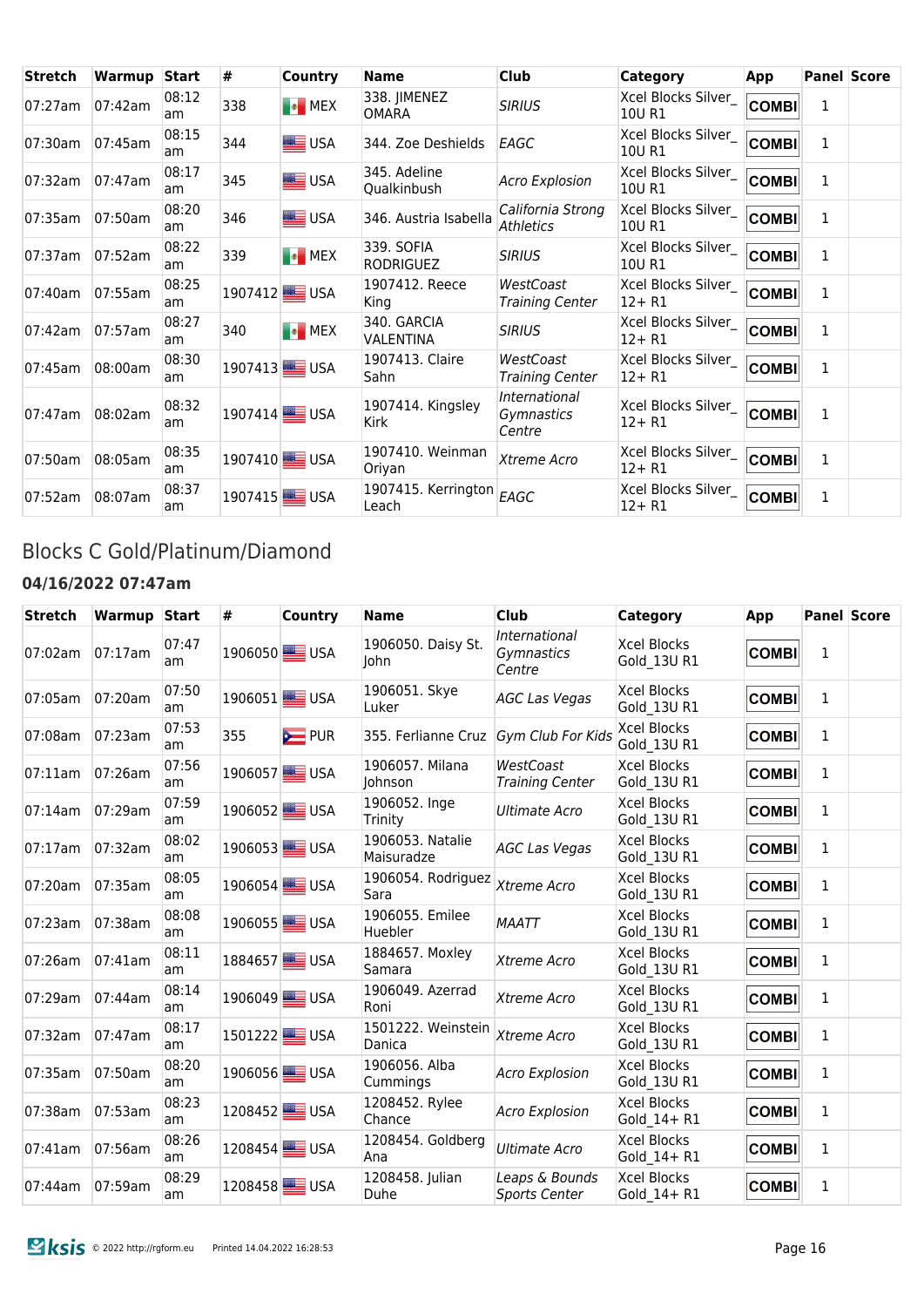| Stretch | Warmup | Start | # | Country | Name | Club | Category | App | Panel | Score |
|---|---|---|---|---|---|---|---|---|---|---|
| 07:27am | 07:42am | 08:12 am | 338 | MEX | 338. JIMENEZ OMARA | *SIRIUS* | Xcel Blocks Silver_ 10U R1 | COMBI | 1 | |
| 07:30am | 07:45am | 08:15 am | 344 | USA | 344. Zoe Deshields | *EAGC* | Xcel Blocks Silver_ 10U R1 | COMBI | 1 | |
| 07:32am | 07:47am | 08:17 am | 345 | USA | 345. Adeline Qualkinbush | *Acro Explosion* | Xcel Blocks Silver_ 10U R1 | COMBI | 1 | |
| 07:35am | 07:50am | 08:20 am | 346 | USA | 346. Austria Isabella | *California Strong Athletics* | Xcel Blocks Silver_ 10U R1 | COMBI | 1 | |
| 07:37am | 07:52am | 08:22 am | 339 | MEX | 339. SOFIA RODRIGUEZ | *SIRIUS* | Xcel Blocks Silver_ 10U R1 | COMBI | 1 | |
| 07:40am | 07:55am | 08:25 am | 1907412 | USA | 1907412. Reece King | *WestCoast Training Center* | Xcel Blocks Silver_ 12+ R1 | COMBI | 1 | |
| 07:42am | 07:57am | 08:27 am | 340 | MEX | 340. GARCIA VALENTINA | *SIRIUS* | Xcel Blocks Silver_ 12+ R1 | COMBI | 1 | |
| 07:45am | 08:00am | 08:30 am | 1907413 | USA | 1907413. Claire Sahn | *WestCoast Training Center* | Xcel Blocks Silver_ 12+ R1 | COMBI | 1 | |
| 07:47am | 08:02am | 08:32 am | 1907414 | USA | 1907414. Kingsley Kirk | *International Gymnastics Centre* | Xcel Blocks Silver_ 12+ R1 | COMBI | 1 | |
| 07:50am | 08:05am | 08:35 am | 1907410 | USA | 1907410. Weinman Oriyan | *Xtreme Acro* | Xcel Blocks Silver_ 12+ R1 | COMBI | 1 | |
| 07:52am | 08:07am | 08:37 am | 1907415 | USA | 1907415. Kerrington Leach | *EAGC* | Xcel Blocks Silver_ 12+ R1 | COMBI | 1 | |

## Blocks C Gold/Platinum/Diamond

### 04/16/2022 07:47am

| Stretch | Warmup | Start | # | Country | Name | Club | Category | App | Panel | Score |
|---|---|---|---|---|---|---|---|---|---|---|
| 07:02am | 07:17am | 07:47 am | 1906050 | USA | 1906050. Daisy St. John | *International Gymnastics Centre* | Xcel Blocks Gold_13U R1 | COMBI | 1 | |
| 07:05am | 07:20am | 07:50 am | 1906051 | USA | 1906051. Skye Luker | *AGC Las Vegas* | Xcel Blocks Gold_13U R1 | COMBI | 1 | |
| 07:08am | 07:23am | 07:53 am | 355 | PUR | 355. Ferlianne Cruz | *Gym Club For Kids* | Xcel Blocks Gold_13U R1 | COMBI | 1 | |
| 07:11am | 07:26am | 07:56 am | 1906057 | USA | 1906057. Milana Johnson | *WestCoast Training Center* | Xcel Blocks Gold_13U R1 | COMBI | 1 | |
| 07:14am | 07:29am | 07:59 am | 1906052 | USA | 1906052. Inge Trinity | *Ultimate Acro* | Xcel Blocks Gold_13U R1 | COMBI | 1 | |
| 07:17am | 07:32am | 08:02 am | 1906053 | USA | 1906053. Natalie Maisuradze | *AGC Las Vegas* | Xcel Blocks Gold_13U R1 | COMBI | 1 | |
| 07:20am | 07:35am | 08:05 am | 1906054 | USA | 1906054. Rodriguez Sara | *Xtreme Acro* | Xcel Blocks Gold_13U R1 | COMBI | 1 | |
| 07:23am | 07:38am | 08:08 am | 1906055 | USA | 1906055. Emilee Huebler | *MAATT* | Xcel Blocks Gold_13U R1 | COMBI | 1 | |
| 07:26am | 07:41am | 08:11 am | 1884657 | USA | 1884657. Moxley Samara | *Xtreme Acro* | Xcel Blocks Gold_13U R1 | COMBI | 1 | |
| 07:29am | 07:44am | 08:14 am | 1906049 | USA | 1906049. Azerrad Roni | *Xtreme Acro* | Xcel Blocks Gold_13U R1 | COMBI | 1 | |
| 07:32am | 07:47am | 08:17 am | 1501222 | USA | 1501222. Weinstein Danica | *Xtreme Acro* | Xcel Blocks Gold_13U R1 | COMBI | 1 | |
| 07:35am | 07:50am | 08:20 am | 1906056 | USA | 1906056. Alba Cummings | *Acro Explosion* | Xcel Blocks Gold_13U R1 | COMBI | 1 | |
| 07:38am | 07:53am | 08:23 am | 1208452 | USA | 1208452. Rylee Chance | *Acro Explosion* | Xcel Blocks Gold_14+ R1 | COMBI | 1 | |
| 07:41am | 07:56am | 08:26 am | 1208454 | USA | 1208454. Goldberg Ana | *Ultimate Acro* | Xcel Blocks Gold_14+ R1 | COMBI | 1 | |
| 07:44am | 07:59am | 08:29 am | 1208458 | USA | 1208458. Julian Duhe | *Leaps & Bounds Sports Center* | Xcel Blocks Gold_14+ R1 | COMBI | 1 | |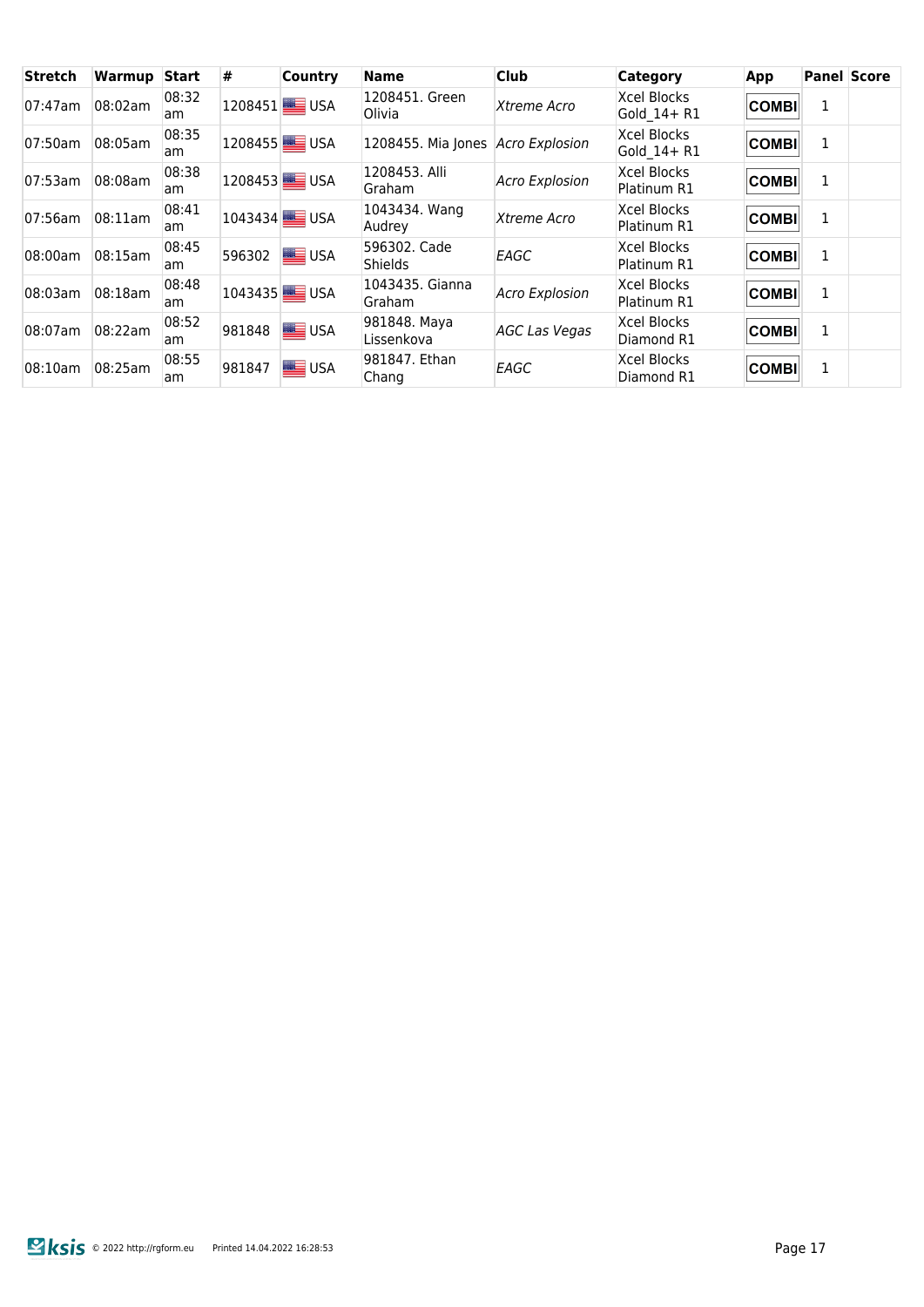| Stretch | Warmup | Start | # | Country | Name | Club | Category | App | Panel | Score |
|---|---|---|---|---|---|---|---|---|---|---|
| 07:47am | 08:02am | 08:32 am | 1208451 | USA | 1208451. Green Olivia | *Xtreme Acro* | Xcel Blocks Gold_14+ R1 | COMBI | 1 | |
| 07:50am | 08:05am | 08:35 am | 1208455 | USA | 1208455. Mia Jones | *Acro Explosion* | Xcel Blocks Gold_14+ R1 | COMBI | 1 | |
| 07:53am | 08:08am | 08:38 am | 1208453 | USA | 1208453. Alli Graham | *Acro Explosion* | Xcel Blocks Platinum R1 | COMBI | 1 | |
| 07:56am | 08:11am | 08:41 am | 1043434 | USA | 1043434. Wang Audrey | *Xtreme Acro* | Xcel Blocks Platinum R1 | COMBI | 1 | |
| 08:00am | 08:15am | 08:45 am | 596302 | USA | 596302. Cade Shields | *EAGC* | Xcel Blocks Platinum R1 | COMBI | 1 | |
| 08:03am | 08:18am | 08:48 am | 1043435 | USA | 1043435. Gianna Graham | *Acro Explosion* | Xcel Blocks Platinum R1 | COMBI | 1 | |
| 08:07am | 08:22am | 08:52 am | 981848 | USA | 981848. Maya Lissenkova | *AGC Las Vegas* | Xcel Blocks Diamond R1 | COMBI | 1 | |
| 08:10am | 08:25am | 08:55 am | 981847 | USA | 981847. Ethan Chang | *EAGC* | Xcel Blocks Diamond R1 | COMBI | 1 | |

© 2022 http://rgform.eu Printed 14.04.2022 16:28:53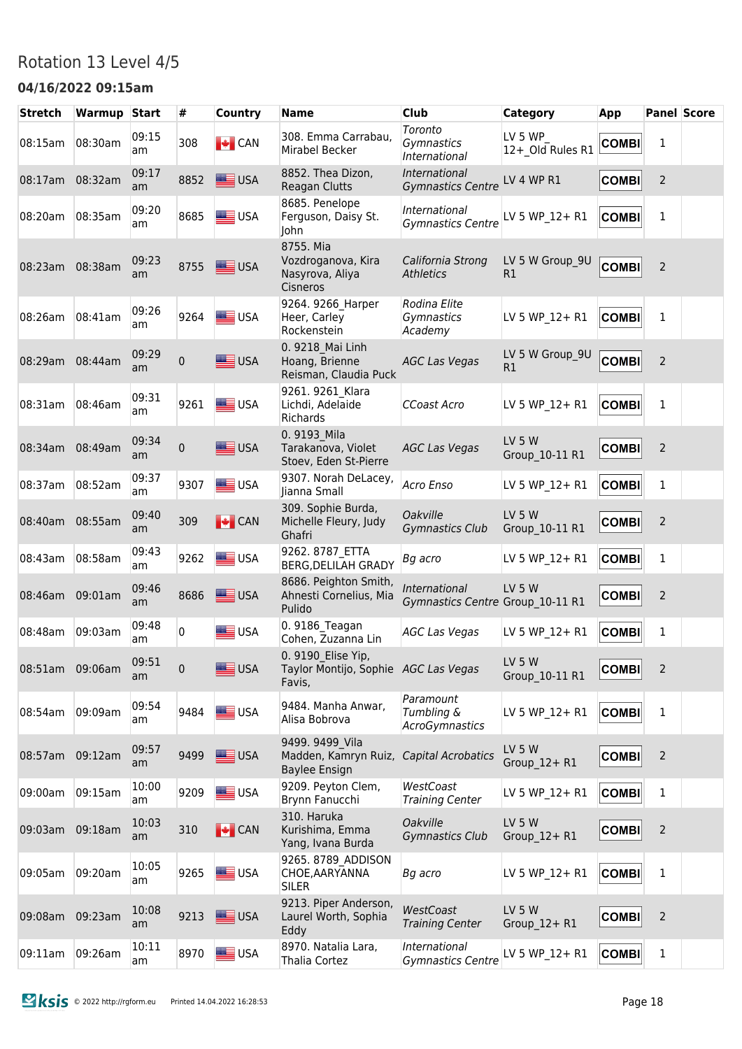# Rotation 13 Level 4/5

**04/16/2022 09:15am**

| Stretch | Warmup | Start | # | Country | Name | Club | Category | App | Panel | Score |
|---|---|---|---|---|---|---|---|---|---|---|
| 08:15am | 08:30am | 09:15 am | 308 | CAN | 308. Emma Carrabau, Mirabel Becker | *Toronto Gymnastics International* | LV 5 WP_ 12+_Old Rules R1 | COMBI | 1 | |
| 08:17am | 08:32am | 09:17 am | 8852 | USA | 8852. Thea Dizon, Reagan Clutts | *International Gymnastics Centre* | LV 4 WP R1 | COMBI | 2 | |
| 08:20am | 08:35am | 09:20 am | 8685 | USA | 8685. Penelope Ferguson, Daisy St. John | *International Gymnastics Centre* | LV 5 WP_12+ R1 | COMBI | 1 | |
| 08:23am | 08:38am | 09:23 am | 8755 | USA | 8755. Mia Vozdroganova, Kira Nasyrova, Aliya Cisneros | *California Strong Athletics* | LV 5 W Group_9U R1 | COMBI | 2 | |
| 08:26am | 08:41am | 09:26 am | 9264 | USA | 9264. 9266_Harper Heer, Carley Rockenstein | *Rodina Elite Gymnastics Academy* | LV 5 WP_12+ R1 | COMBI | 1 | |
| 08:29am | 08:44am | 09:29 am | 0 | USA | 0. 9218_Mai Linh Hoang, Brienne Reisman, Claudia Puck | *AGC Las Vegas* | LV 5 W Group_9U R1 | COMBI | 2 | |
| 08:31am | 08:46am | 09:31 am | 9261 | USA | 9261. 9261_Klara Lichdi, Adelaide Richards | *CCoast Acro* | LV 5 WP_12+ R1 | COMBI | 1 | |
| 08:34am | 08:49am | 09:34 am | 0 | USA | 0. 9193_Mila Tarakanova, Violet Stoev, Eden St-Pierre | *AGC Las Vegas* | LV 5 W Group_10-11 R1 | COMBI | 2 | |
| 08:37am | 08:52am | 09:37 am | 9307 | USA | 9307. Norah DeLacey, Jianna Small | *Acro Enso* | LV 5 WP_12+ R1 | COMBI | 1 | |
| 08:40am | 08:55am | 09:40 am | 309 | CAN | 309. Sophie Burda, Michelle Fleury, Judy Ghafri | *Oakville Gymnastics Club* | LV 5 W Group_10-11 R1 | COMBI | 2 | |
| 08:43am | 08:58am | 09:43 am | 9262 | USA | 9262. 8787_ETTA BERG,DELILAH GRADY | *Bg acro* | LV 5 WP_12+ R1 | COMBI | 1 | |
| 08:46am | 09:01am | 09:46 am | 8686 | USA | 8686. Peighton Smith, Ahnesti Cornelius, Mia Pulido | *International Gymnastics Centre* | LV 5 W Group_10-11 R1 | COMBI | 2 | |
| 08:48am | 09:03am | 09:48 am | 0 | USA | 0. 9186_Teagan Cohen, Zuzanna Lin | *AGC Las Vegas* | LV 5 WP_12+ R1 | COMBI | 1 | |
| 08:51am | 09:06am | 09:51 am | 0 | USA | 0. 9190_Elise Yip, Taylor Montijo, Sophie Favis, | *AGC Las Vegas* | LV 5 W Group_10-11 R1 | COMBI | 2 | |
| 08:54am | 09:09am | 09:54 am | 9484 | USA | 9484. Manha Anwar, Alisa Bobrova | *Paramount Tumbling & AcroGymnastics* | LV 5 WP_12+ R1 | COMBI | 1 | |
| 08:57am | 09:12am | 09:57 am | 9499 | USA | 9499. 9499_Vila Madden, Kamryn Ruiz, Baylee Ensign | *Capital Acrobatics* | LV 5 W Group_12+ R1 | COMBI | 2 | |
| 09:00am | 09:15am | 10:00 am | 9209 | USA | 9209. Peyton Clem, Brynn Fanucchi | *WestCoast Training Center* | LV 5 WP_12+ R1 | COMBI | 1 | |
| 09:03am | 09:18am | 10:03 am | 310 | CAN | 310. Haruka Kurishima, Emma Yang, Ivana Burda | *Oakville Gymnastics Club* | LV 5 W Group_12+ R1 | COMBI | 2 | |
| 09:05am | 09:20am | 10:05 am | 9265 | USA | 9265. 8789_ADDISON CHOE,AARYANNA SILER | *Bg acro* | LV 5 WP_12+ R1 | COMBI | 1 | |
| 09:08am | 09:23am | 10:08 am | 9213 | USA | 9213. Piper Anderson, Laurel Worth, Sophia Eddy | *WestCoast Training Center* | LV 5 W Group_12+ R1 | COMBI | 2 | |
| 09:11am | 09:26am | 10:11 am | 8970 | USA | 8970. Natalia Lara, Thalia Cortez | *International Gymnastics Centre* | LV 5 WP_12+ R1 | COMBI | 1 | |

© 2022 http://rgform.eu Printed 14.04.2022 16:28:53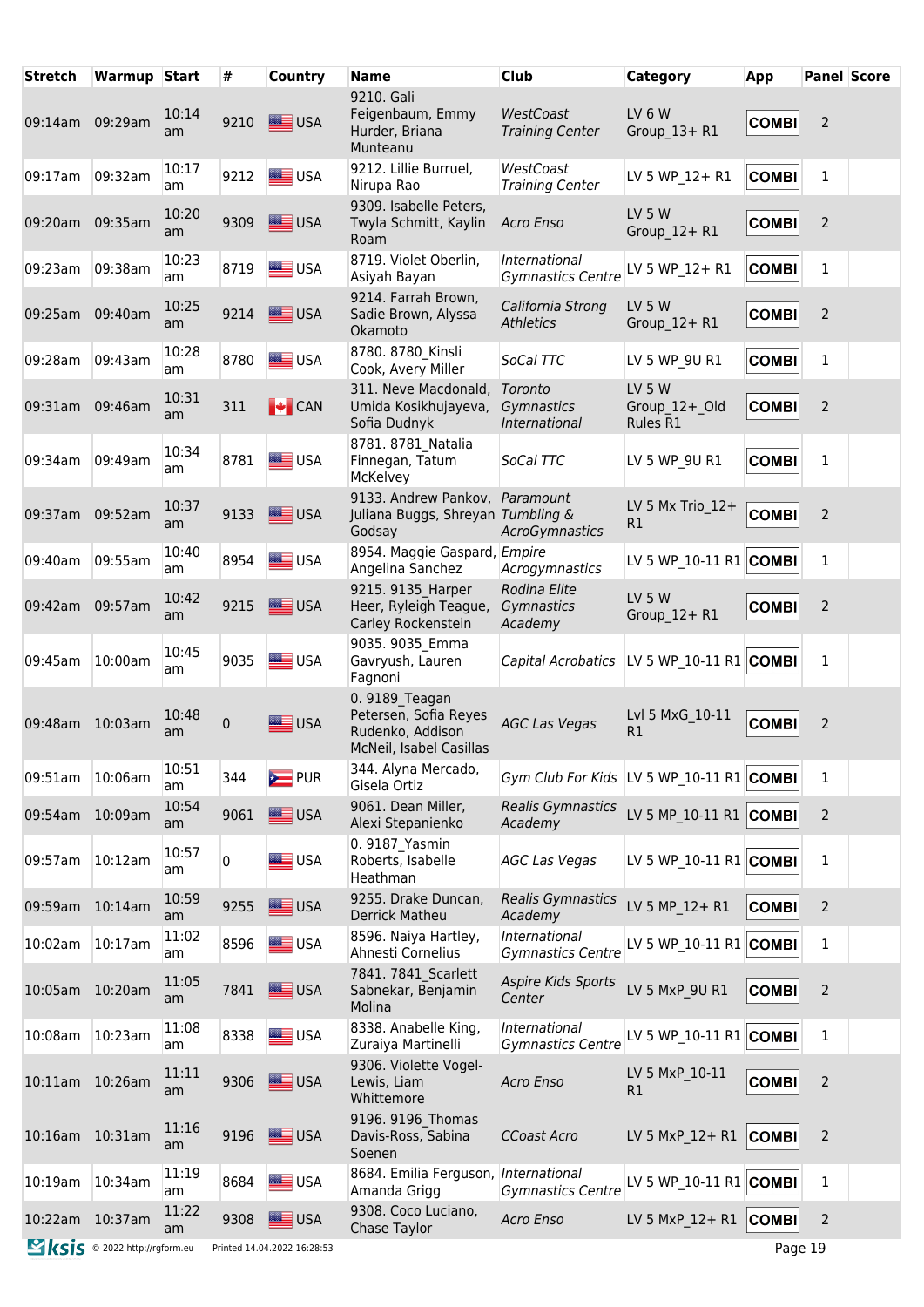| Stretch | Warmup | Start | # | Country | Name | Club | Category | App | Panel | Score |
|---|---|---|---|---|---|---|---|---|---|---|
| 09:14am | 09:29am | 10:14 am | 9210 | USA | 9210. Gali Feigenbaum, Emmy Hurder, Briana Munteanu | *WestCoast Training Center* | LV 6 W Group_13+ R1 | COMBI | 2 | |
| 09:17am | 09:32am | 10:17 am | 9212 | USA | 9212. Lillie Burruel, Nirupa Rao | *WestCoast Training Center* | LV 5 WP_12+ R1 | COMBI | 1 | |
| 09:20am | 09:35am | 10:20 am | 9309 | USA | 9309. Isabelle Peters, Twyla Schmitt, Kaylin Roam | *Acro Enso* | LV 5 W Group_12+ R1 | COMBI | 2 | |
| 09:23am | 09:38am | 10:23 am | 8719 | USA | 8719. Violet Oberlin, Asiyah Bayan | *International Gymnastics Centre* | LV 5 WP_12+ R1 | COMBI | 1 | |
| 09:25am | 09:40am | 10:25 am | 9214 | USA | 9214. Farrah Brown, Sadie Brown, Alyssa Okamoto | *California Strong Athletics* | LV 5 W Group_12+ R1 | COMBI | 2 | |
| 09:28am | 09:43am | 10:28 am | 8780 | USA | 8780. 8780_Kinsli Cook, Avery Miller | *SoCal TTC* | LV 5 WP_9U R1 | COMBI | 1 | |
| 09:31am | 09:46am | 10:31 am | 311 | CAN | 311. Neve Macdonald, Umida Kosikhujayeva, Sofia Dudnyk | *Toronto Gymnastics International* | LV 5 W Group_12+_Old Rules R1 | COMBI | 2 | |
| 09:34am | 09:49am | 10:34 am | 8781 | USA | 8781. 8781_Natalia Finnegan, Tatum McKelvey | *SoCal TTC* | LV 5 WP_9U R1 | COMBI | 1 | |
| 09:37am | 09:52am | 10:37 am | 9133 | USA | 9133. Andrew Pankov, Juliana Buggs, Shreyan Godsay | *Paramount Tumbling & AcroGymnastics* | LV 5 Mx Trio_12+ R1 | COMBI | 2 | |
| 09:40am | 09:55am | 10:40 am | 8954 | USA | 8954. Maggie Gaspard, Angelina Sanchez | *Empire Acrogymnastics* | LV 5 WP_10-11 R1 | COMBI | 1 | |
| 09:42am | 09:57am | 10:42 am | 9215 | USA | 9215. 9135_Harper Heer, Ryleigh Teague, Carley Rockenstein | *Rodina Elite Gymnastics Academy* | LV 5 W Group_12+ R1 | COMBI | 2 | |
| 09:45am | 10:00am | 10:45 am | 9035 | USA | 9035. 9035_Emma Gavryush, Lauren Fagnoni | *Capital Acrobatics* | LV 5 WP_10-11 R1 | COMBI | 1 | |
| 09:48am | 10:03am | 10:48 am | 0 | USA | 0. 9189_Teagan Petersen, Sofia Reyes Rudenko, Addison McNeil, Isabel Casillas | *AGC Las Vegas* | Lvl 5 MxG_10-11 R1 | COMBI | 2 | |
| 09:51am | 10:06am | 10:51 am | 344 | PUR | 344. Alyna Mercado, Gisela Ortiz | *Gym Club For Kids* | LV 5 WP_10-11 R1 | COMBI | 1 | |
| 09:54am | 10:09am | 10:54 am | 9061 | USA | 9061. Dean Miller, Alexi Stepanienko | *Realis Gymnastics Academy* | LV 5 MP_10-11 R1 | COMBI | 2 | |
| 09:57am | 10:12am | 10:57 am | 0 | USA | 0. 9187_Yasmin Roberts, Isabelle Heathman | *AGC Las Vegas* | LV 5 WP_10-11 R1 | COMBI | 1 | |
| 09:59am | 10:14am | 10:59 am | 9255 | USA | 9255. Drake Duncan, Derrick Matheu | *Realis Gymnastics Academy* | LV 5 MP_12+ R1 | COMBI | 2 | |
| 10:02am | 10:17am | 11:02 am | 8596 | USA | 8596. Naiya Hartley, Ahnesti Cornelius | *International Gymnastics Centre* | LV 5 WP_10-11 R1 | COMBI | 1 | |
| 10:05am | 10:20am | 11:05 am | 7841 | USA | 7841. 7841_Scarlett Sabnekar, Benjamin Molina | *Aspire Kids Sports Center* | LV 5 MxP_9U R1 | COMBI | 2 | |
| 10:08am | 10:23am | 11:08 am | 8338 | USA | 8338. Anabelle King, Zuraiya Martinelli | *International Gymnastics Centre* | LV 5 WP_10-11 R1 | COMBI | 1 | |
| 10:11am | 10:26am | 11:11 am | 9306 | USA | 9306. Violette Vogel-Lewis, Liam Whittemore | *Acro Enso* | LV 5 MxP_10-11 R1 | COMBI | 2 | |
| 10:16am | 10:31am | 11:16 am | 9196 | USA | 9196. 9196_Thomas Davis-Ross, Sabina Soenen | *CCoast Acro* | LV 5 MxP_12+ R1 | COMBI | 2 | |
| 10:19am | 10:34am | 11:19 am | 8684 | USA | 8684. Emilia Ferguson, Amanda Grigg | *International Gymnastics Centre* | LV 5 WP_10-11 R1 | COMBI | 1 | |
| 10:22am | 10:37am | 11:22 am | 9308 | USA | 9308. Coco Luciano, Chase Taylor | *Acro Enso* | LV 5 MxP_12+ R1 | COMBI | 2 | |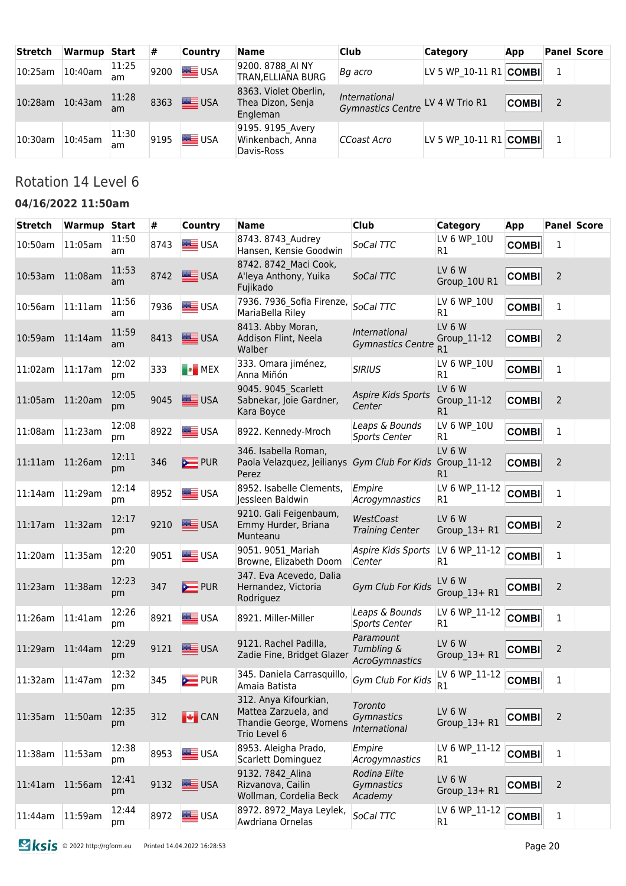| Stretch | Warmup | Start | # | Country | Name | Club | Category | App | Panel | Score |
|---|---|---|---|---|---|---|---|---|---|---|
| 10:25am | 10:40am | 11:25 am | 9200 | USA | 9200. 8788_AI NY TRAN,ELLIANA BURG | *Bg acro* | LV 5 WP_10-11 R1 | **COMBI** | 1 | |
| 10:28am | 10:43am | 11:28 am | 8363 | USA | 8363. Violet Oberlin, Thea Dizon, Senja Engleman | *International Gymnastics Centre* | LV 4 W Trio R1 | **COMBI** | 2 | |
| 10:30am | 10:45am | 11:30 am | 9195 | USA | 9195. 9195_Avery Winkenbach, Anna Davis-Ross | *CCoast Acro* | LV 5 WP_10-11 R1 | **COMBI** | 1 | |

## Rotation 14 Level 6

### 04/16/2022 11:50am

| Stretch | Warmup | Start | # | Country | Name | Club | Category | App | Panel | Score |
|---|---|---|---|---|---|---|---|---|---|---|
| 10:50am | 11:05am | 11:50 am | 8743 | USA | 8743. 8743_Audrey Hansen, Kensie Goodwin | *SoCal TTC* | LV 6 WP_10U R1 | **COMBI** | 1 | |
| 10:53am | 11:08am | 11:53 am | 8742 | USA | 8742. 8742_Maci Cook, A'leya Anthony, Yuika Fujikado | *SoCal TTC* | LV 6 W Group_10U R1 | **COMBI** | 2 | |
| 10:56am | 11:11am | 11:56 am | 7936 | USA | 7936. 7936_Sofia Firenze, MariaBella Riley | *SoCal TTC* | LV 6 WP_10U R1 | **COMBI** | 1 | |
| 10:59am | 11:14am | 11:59 am | 8413 | USA | 8413. Abby Moran, Addison Flint, Neela Walber | *International Gymnastics Centre* | LV 6 W Group_11-12 R1 | **COMBI** | 2 | |
| 11:02am | 11:17am | 12:02 pm | 333 | MEX | 333. Omara jiménez, Anna Miñón | *SIRIUS* | LV 6 WP_10U R1 | **COMBI** | 1 | |
| 11:05am | 11:20am | 12:05 pm | 9045 | USA | 9045. 9045_Scarlett Sabnekar, Joie Gardner, Kara Boyce | *Aspire Kids Sports Center* | LV 6 W Group_11-12 R1 | **COMBI** | 2 | |
| 11:08am | 11:23am | 12:08 pm | 8922 | USA | 8922. Kennedy-Mroch | *Leaps & Bounds Sports Center* | LV 6 WP_10U R1 | **COMBI** | 1 | |
| 11:11am | 11:26am | 12:11 pm | 346 | PUR | 346. Isabella Roman, Paola Velazquez, Jeilianys Perez | *Gym Club For Kids* | LV 6 W Group_11-12 R1 | **COMBI** | 2 | |
| 11:14am | 11:29am | 12:14 pm | 8952 | USA | 8952. Isabelle Clements, Jessleen Baldwin | *Empire Acrogymnastics* | LV 6 WP_11-12 R1 | **COMBI** | 1 | |
| 11:17am | 11:32am | 12:17 pm | 9210 | USA | 9210. Gali Feigenbaum, Emmy Hurder, Briana Munteanu | *WestCoast Training Center* | LV 6 W Group_13+ R1 | **COMBI** | 2 | |
| 11:20am | 11:35am | 12:20 pm | 9051 | USA | 9051. 9051_Mariah Browne, Elizabeth Doom | *Aspire Kids Sports Center* | LV 6 WP_11-12 R1 | **COMBI** | 1 | |
| 11:23am | 11:38am | 12:23 pm | 347 | PUR | 347. Eva Acevedo, Dalia Hernandez, Victoria Rodriguez | *Gym Club For Kids* | LV 6 W Group_13+ R1 | **COMBI** | 2 | |
| 11:26am | 11:41am | 12:26 pm | 8921 | USA | 8921. Miller-Miller | *Leaps & Bounds Sports Center* | LV 6 WP_11-12 R1 | **COMBI** | 1 | |
| 11:29am | 11:44am | 12:29 pm | 9121 | USA | 9121. Rachel Padilla, Zadie Fine, Bridget Glazer | *Paramount Tumbling & AcroGymnastics* | LV 6 W Group_13+ R1 | **COMBI** | 2 | |
| 11:32am | 11:47am | 12:32 pm | 345 | PUR | 345. Daniela Carrasquillo, Amaia Batista | *Gym Club For Kids* | LV 6 WP_11-12 R1 | **COMBI** | 1 | |
| 11:35am | 11:50am | 12:35 pm | 312 | CAN | 312. Anya Kifourkian, Mattea Zarzuela, and Thandie George, Womens Trio Level 6 | *Toronto Gymnastics International* | LV 6 W Group_13+ R1 | **COMBI** | 2 | |
| 11:38am | 11:53am | 12:38 pm | 8953 | USA | 8953. Aleigha Prado, Scarlett Dominguez | *Empire Acrogymnastics* | LV 6 WP_11-12 R1 | **COMBI** | 1 | |
| 11:41am | 11:56am | 12:41 pm | 9132 | USA | 9132. 7842_Alina Rizvanova, Cailin Wollman, Cordelia Beck | *Rodina Elite Gymnastics Academy* | LV 6 W Group_13+ R1 | **COMBI** | 2 | |
| 11:44am | 11:59am | 12:44 pm | 8972 | USA | 8972. 8972_Maya Leylek, Awdriana Ornelas | *SoCal TTC* | LV 6 WP_11-12 R1 | **COMBI** | 1 | |

© 2022 http://rgform.eu Printed 14.04.2022 16:28:53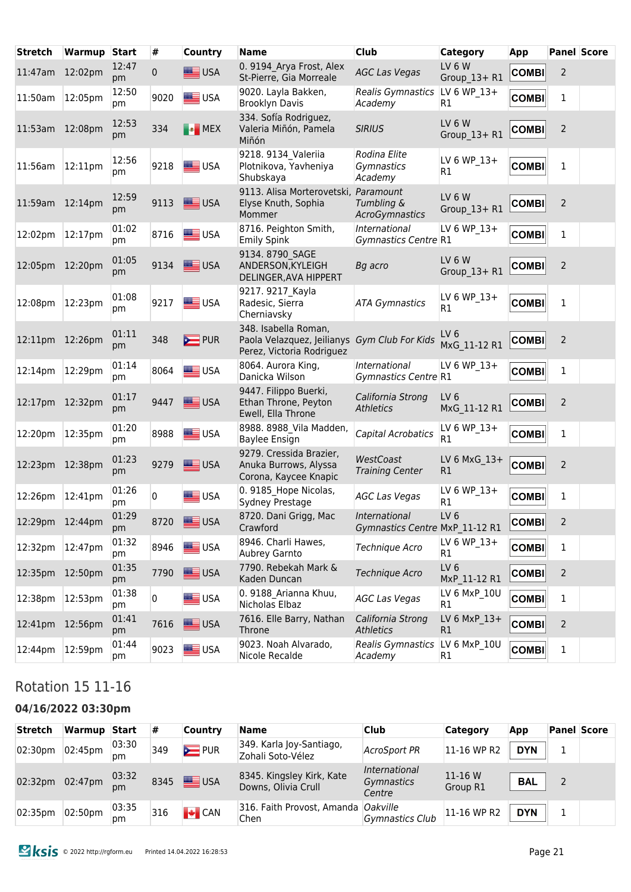| Stretch | Warmup | Start | # | Country | Name | Club | Category | App | Panel | Score |
|---|---|---|---|---|---|---|---|---|---|---|
| 11:47am | 12:02pm | 12:47 pm | 0 | USA | 0. 9194_Arya Frost, Alex St-Pierre, Gia Morreale | AGC Las Vegas | LV 6 W Group_13+ R1 | COMBI | 2 | |
| 11:50am | 12:05pm | 12:50 pm | 9020 | USA | 9020. Layla Bakken, Brooklyn Davis | Realis Gymnastics Academy | LV 6 WP_13+ R1 | COMBI | 1 | |
| 11:53am | 12:08pm | 12:53 pm | 334 | MEX | 334. Sofía Rodriguez, Valeria Miñón, Pamela Miñón | SIRIUS | LV 6 W Group_13+ R1 | COMBI | 2 | |
| 11:56am | 12:11pm | 12:56 pm | 9218 | USA | 9218. 9134_Valeriia Plotnikova, Yavheniya Shubskaya | Rodina Elite Gymnastics Academy | LV 6 WP_13+ R1 | COMBI | 1 | |
| 11:59am | 12:14pm | 12:59 pm | 9113 | USA | 9113. Alisa Morterovetski, Elyse Knuth, Sophia Mommer | Paramount Tumbling & AcroGymnastics | LV 6 W Group_13+ R1 | COMBI | 2 | |
| 12:02pm | 12:17pm | 01:02 pm | 8716 | USA | 8716. Peighton Smith, Emily Spink | International Gymnastics Centre | LV 6 WP_13+ R1 | COMBI | 1 | |
| 12:05pm | 12:20pm | 01:05 pm | 9134 | USA | 9134. 8790_SAGE ANDERSON,KYLEIGH DELINGER,AVA HIPPERT | Bg acro | LV 6 W Group_13+ R1 | COMBI | 2 | |
| 12:08pm | 12:23pm | 01:08 pm | 9217 | USA | 9217. 9217_Kayla Radesic, Sierra Cherniavsky | ATA Gymnastics | LV 6 WP_13+ R1 | COMBI | 1 | |
| 12:11pm | 12:26pm | 01:11 pm | 348 | PUR | 348. Isabella Roman, Paola Velazquez, Jeilianys Perez, Victoria Rodriguez | Gym Club For Kids | LV 6 MxG_11-12 R1 | COMBI | 2 | |
| 12:14pm | 12:29pm | 01:14 pm | 8064 | USA | 8064. Aurora King, Danicka Wilson | International Gymnastics Centre | LV 6 WP_13+ R1 | COMBI | 1 | |
| 12:17pm | 12:32pm | 01:17 pm | 9447 | USA | 9447. Filippo Buerki, Ethan Throne, Peyton Ewell, Ella Throne | California Strong Athletics | LV 6 MxG_11-12 R1 | COMBI | 2 | |
| 12:20pm | 12:35pm | 01:20 pm | 8988 | USA | 8988. 8988_Vila Madden, Baylee Ensign | Capital Acrobatics | LV 6 WP_13+ R1 | COMBI | 1 | |
| 12:23pm | 12:38pm | 01:23 pm | 9279 | USA | 9279. Cressida Brazier, Anuka Burrows, Alyssa Corona, Kaycee Knapic | WestCoast Training Center | LV 6 MxG_13+ R1 | COMBI | 2 | |
| 12:26pm | 12:41pm | 01:26 pm | 0 | USA | 0. 9185_Hope Nicolas, Sydney Prestage | AGC Las Vegas | LV 6 WP_13+ R1 | COMBI | 1 | |
| 12:29pm | 12:44pm | 01:29 pm | 8720 | USA | 8720. Dani Grigg, Mac Crawford | International Gymnastics Centre | LV 6 MxP_11-12 R1 | COMBI | 2 | |
| 12:32pm | 12:47pm | 01:32 pm | 8946 | USA | 8946. Charli Hawes, Aubrey Garnto | Technique Acro | LV 6 WP_13+ R1 | COMBI | 1 | |
| 12:35pm | 12:50pm | 01:35 pm | 7790 | USA | 7790. Rebekah Mark & Kaden Duncan | Technique Acro | LV 6 MxP_11-12 R1 | COMBI | 2 | |
| 12:38pm | 12:53pm | 01:38 pm | 0 | USA | 0. 9188_Arianna Khuu, Nicholas Elbaz | AGC Las Vegas | LV 6 MxP_10U R1 | COMBI | 1 | |
| 12:41pm | 12:56pm | 01:41 pm | 7616 | USA | 7616. Elle Barry, Nathan Throne | California Strong Athletics | LV 6 MxP_13+ R1 | COMBI | 2 | |
| 12:44pm | 12:59pm | 01:44 pm | 9023 | USA | 9023. Noah Alvarado, Nicole Recalde | Realis Gymnastics Academy | LV 6 MxP_10U R1 | COMBI | 1 | |

## Rotation 15 11-16

### 04/16/2022 03:30pm

| Stretch | Warmup | Start | # | Country | Name | Club | Category | App | Panel | Score |
|---|---|---|---|---|---|---|---|---|---|---|
| 02:30pm | 02:45pm | 03:30 pm | 349 | PUR | 349. Karla Joy-Santiago, Zohali Soto-Vélez | AcroSport PR | 11-16 WP R2 | DYN | 1 | |
| 02:32pm | 02:47pm | 03:32 pm | 8345 | USA | 8345. Kingsley Kirk, Kate Downs, Olivia Crull | International Gymnastics Centre | 11-16 W Group R1 | BAL | 2 | |
| 02:35pm | 02:50pm | 03:35 pm | 316 | CAN | 316. Faith Provost, Amanda Chen | Oakville Gymnastics Club | 11-16 WP R2 | DYN | 1 | |

© 2022 http://rgform.eu    Printed 14.04.2022 16:28:53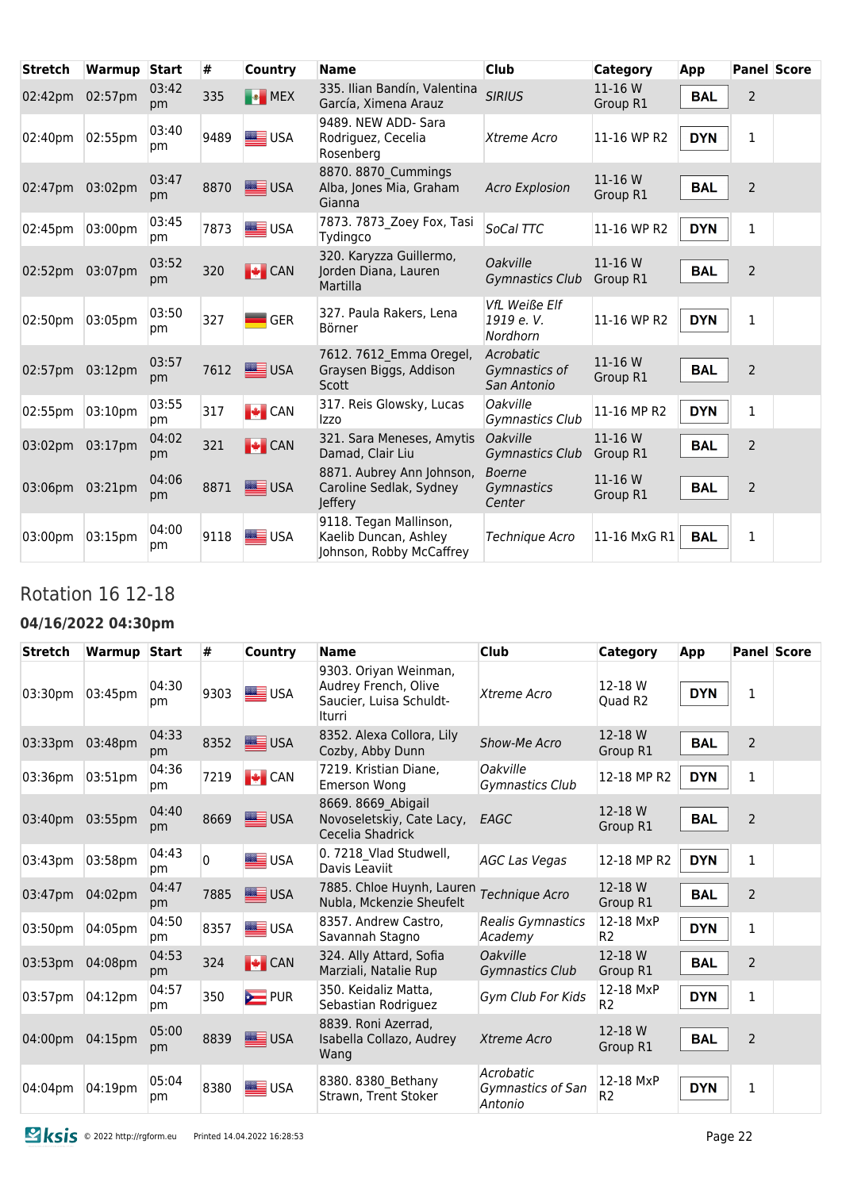| Stretch | Warmup | Start | # | Country | Name | Club | Category | App | Panel | Score |
|---|---|---|---|---|---|---|---|---|---|---|
| 02:42pm | 02:57pm | 03:42 pm | 335 | MEX | 335. Ilian Bandín, Valentina García, Ximena Arauz | *SIRIUS* | 11-16 W Group R1 | BAL | 2 | |
| 02:40pm | 02:55pm | 03:40 pm | 9489 | USA | 9489. NEW ADD- Sara Rodriguez, Cecelia Rosenberg | *Xtreme Acro* | 11-16 WP R2 | DYN | 1 | |
| 02:47pm | 03:02pm | 03:47 pm | 8870 | USA | 8870. 8870_Cummings Alba, Jones Mia, Graham Gianna | *Acro Explosion* | 11-16 W Group R1 | BAL | 2 | |
| 02:45pm | 03:00pm | 03:45 pm | 7873 | USA | 7873. 7873_Zoey Fox, Tasi Tydingco | *SoCal TTC* | 11-16 WP R2 | DYN | 1 | |
| 02:52pm | 03:07pm | 03:52 pm | 320 | CAN | 320. Karyzza Guillermo, Jorden Diana, Lauren Martilla | *Oakville Gymnastics Club* | 11-16 W Group R1 | BAL | 2 | |
| 02:50pm | 03:05pm | 03:50 pm | 327 | GER | 327. Paula Rakers, Lena Börner | *VfL Weiße Elf 1919 e. V. Nordhorn* | 11-16 WP R2 | DYN | 1 | |
| 02:57pm | 03:12pm | 03:57 pm | 7612 | USA | 7612. 7612_Emma Oregel, Graysen Biggs, Addison Scott | *Acrobatic Gymnastics of San Antonio* | 11-16 W Group R1 | BAL | 2 | |
| 02:55pm | 03:10pm | 03:55 pm | 317 | CAN | 317. Reis Glowsky, Lucas Izzo | *Oakville Gymnastics Club* | 11-16 MP R2 | DYN | 1 | |
| 03:02pm | 03:17pm | 04:02 pm | 321 | CAN | 321. Sara Meneses, Amytis Damad, Clair Liu | *Oakville Gymnastics Club* | 11-16 W Group R1 | BAL | 2 | |
| 03:06pm | 03:21pm | 04:06 pm | 8871 | USA | 8871. Aubrey Ann Johnson, Caroline Sedlak, Sydney Jeffery | *Boerne Gymnastics Center* | 11-16 W Group R1 | BAL | 2 | |
| 03:00pm | 03:15pm | 04:00 pm | 9118 | USA | 9118. Tegan Mallinson, Kaelib Duncan, Ashley Johnson, Robby McCaffrey | *Technique Acro* | 11-16 MxG R1 | BAL | 1 | |

## Rotation 16 12-18

### 04/16/2022 04:30pm

| Stretch | Warmup | Start | # | Country | Name | Club | Category | App | Panel | Score |
|---|---|---|---|---|---|---|---|---|---|---|
| 03:30pm | 03:45pm | 04:30 pm | 9303 | USA | 9303. Oriyan Weinman, Audrey French, Olive Saucier, Luisa Schuldt-Iturri | *Xtreme Acro* | 12-18 W Quad R2 | DYN | 1 | |
| 03:33pm | 03:48pm | 04:33 pm | 8352 | USA | 8352. Alexa Collora, Lily Cozby, Abby Dunn | *Show-Me Acro* | 12-18 W Group R1 | BAL | 2 | |
| 03:36pm | 03:51pm | 04:36 pm | 7219 | CAN | 7219. Kristian Diane, Emerson Wong | *Oakville Gymnastics Club* | 12-18 MP R2 | DYN | 1 | |
| 03:40pm | 03:55pm | 04:40 pm | 8669 | USA | 8669. 8669_Abigail Novoseletskiy, Cate Lacy, Cecelia Shadrick | *EAGC* | 12-18 W Group R1 | BAL | 2 | |
| 03:43pm | 03:58pm | 04:43 pm | 0 | USA | 0. 7218_Vlad Studwell, Davis Leaviit | *AGC Las Vegas* | 12-18 MP R2 | DYN | 1 | |
| 03:47pm | 04:02pm | 04:47 pm | 7885 | USA | 7885. Chloe Huynh, Lauren Nubla, Mckenzie Sheufelt | *Technique Acro* | 12-18 W Group R1 | BAL | 2 | |
| 03:50pm | 04:05pm | 04:50 pm | 8357 | USA | 8357. Andrew Castro, Savannah Stagno | *Realis Gymnastics Academy* | 12-18 MxP R2 | DYN | 1 | |
| 03:53pm | 04:08pm | 04:53 pm | 324 | CAN | 324. Ally Attard, Sofia Marziali, Natalie Rup | *Oakville Gymnastics Club* | 12-18 W Group R1 | BAL | 2 | |
| 03:57pm | 04:12pm | 04:57 pm | 350 | PUR | 350. Keidaliz Matta, Sebastian Rodriguez | *Gym Club For Kids* | 12-18 MxP R2 | DYN | 1 | |
| 04:00pm | 04:15pm | 05:00 pm | 8839 | USA | 8839. Roni Azerrad, Isabella Collazo, Audrey Wang | *Xtreme Acro* | 12-18 W Group R1 | BAL | 2 | |
| 04:04pm | 04:19pm | 05:04 pm | 8380 | USA | 8380. 8380_Bethany Strawn, Trent Stoker | *Acrobatic Gymnastics of San Antonio* | 12-18 MxP R2 | DYN | 1 | |

© 2022 http://rgform.eu Printed 14.04.2022 16:28:53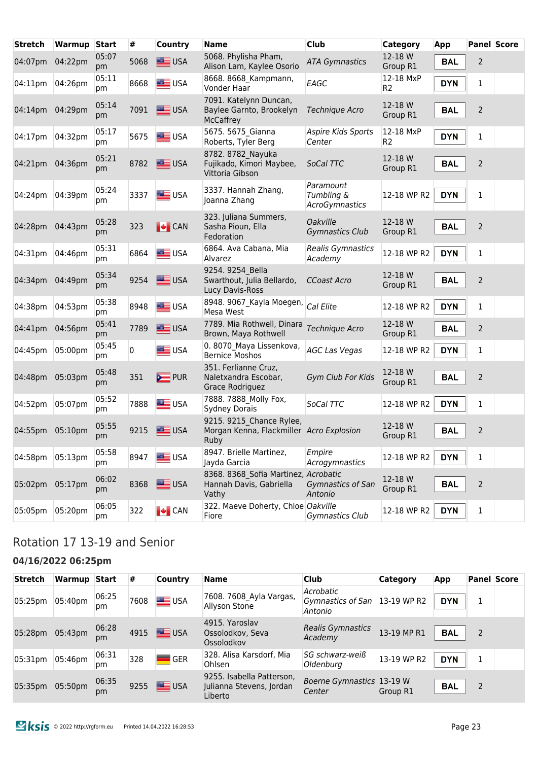| Stretch | Warmup | Start | # | Country | Name | Club | Category | App | Panel | Score |
|---|---|---|---|---|---|---|---|---|---|---|
| 04:07pm | 04:22pm | 05:07 pm | 5068 | USA | 5068. Phylisha Pham, Alison Lam, Kaylee Osorio | *ATA Gymnastics* | 12-18 W Group R1 | **BAL** | 2 | |
| 04:11pm | 04:26pm | 05:11 pm | 8668 | USA | 8668. 8668_Kampmann, Vonder Haar | *EAGC* | 12-18 MxP R2 | **DYN** | 1 | |
| 04:14pm | 04:29pm | 05:14 pm | 7091 | USA | 7091. Katelynn Duncan, Baylee Garnto, Brookelyn McCaffrey | *Technique Acro* | 12-18 W Group R1 | **BAL** | 2 | |
| 04:17pm | 04:32pm | 05:17 pm | 5675 | USA | 5675. 5675_Gianna Roberts, Tyler Berg | *Aspire Kids Sports Center* | 12-18 MxP R2 | **DYN** | 1 | |
| 04:21pm | 04:36pm | 05:21 pm | 8782 | USA | 8782. 8782_Nayuka Fujikado, Kimori Maybee, Vittoria Gibson | *SoCal TTC* | 12-18 W Group R1 | **BAL** | 2 | |
| 04:24pm | 04:39pm | 05:24 pm | 3337 | USA | 3337. Hannah Zhang, Joanna Zhang | *Paramount Tumbling & AcroGymnastics* | 12-18 WP R2 | **DYN** | 1 | |
| 04:28pm | 04:43pm | 05:28 pm | 323 | CAN | 323. Juliana Summers, Sasha Pioun, Ella Fedoration | *Oakville Gymnastics Club* | 12-18 W Group R1 | **BAL** | 2 | |
| 04:31pm | 04:46pm | 05:31 pm | 6864 | USA | 6864. Ava Cabana, Mia Alvarez | *Realis Gymnastics Academy* | 12-18 WP R2 | **DYN** | 1 | |
| 04:34pm | 04:49pm | 05:34 pm | 9254 | USA | 9254. 9254_Bella Swarthout, Julia Bellardo, Lucy Davis-Ross | *CCoast Acro* | 12-18 W Group R1 | **BAL** | 2 | |
| 04:38pm | 04:53pm | 05:38 pm | 8948 | USA | 8948. 9067_Kayla Moegen, Mesa West | *Cal Elite* | 12-18 WP R2 | **DYN** | 1 | |
| 04:41pm | 04:56pm | 05:41 pm | 7789 | USA | 7789. Mia Rothwell, Dinara Brown, Maya Rothwell | *Technique Acro* | 12-18 W Group R1 | **BAL** | 2 | |
| 04:45pm | 05:00pm | 05:45 pm | 0 | USA | 0. 8070_Maya Lissenkova, Bernice Moshos | *AGC Las Vegas* | 12-18 WP R2 | **DYN** | 1 | |
| 04:48pm | 05:03pm | 05:48 pm | 351 | PUR | 351. Ferlianne Cruz, Naletxandra Escobar, Grace Rodriguez | *Gym Club For Kids* | 12-18 W Group R1 | **BAL** | 2 | |
| 04:52pm | 05:07pm | 05:52 pm | 7888 | USA | 7888. 7888_Molly Fox, Sydney Dorais | *SoCal TTC* | 12-18 WP R2 | **DYN** | 1 | |
| 04:55pm | 05:10pm | 05:55 pm | 9215 | USA | 9215. 9215_Chance Rylee, Morgan Kenna, Flackmiller Ruby | *Acro Explosion* | 12-18 W Group R1 | **BAL** | 2 | |
| 04:58pm | 05:13pm | 05:58 pm | 8947 | USA | 8947. Brielle Martinez, Jayda Garcia | *Empire Acrogymnastics* | 12-18 WP R2 | **DYN** | 1 | |
| 05:02pm | 05:17pm | 06:02 pm | 8368 | USA | 8368. 8368_Sofia Martinez, Hannah Davis, Gabriella Vathy | *Acrobatic Gymnastics of San Antonio* | 12-18 W Group R1 | **BAL** | 2 | |
| 05:05pm | 05:20pm | 06:05 pm | 322 | CAN | 322. Maeve Doherty, Chloe Fiore | *Oakville Gymnastics Club* | 12-18 WP R2 | **DYN** | 1 | |

## Rotation 17 13-19 and Senior

### 04/16/2022 06:25pm

| Stretch | Warmup | Start | # | Country | Name | Club | Category | App | Panel | Score |
|---|---|---|---|---|---|---|---|---|---|---|
| 05:25pm | 05:40pm | 06:25 pm | 7608 | USA | 7608. 7608_Ayla Vargas, Allyson Stone | *Acrobatic Gymnastics of San Antonio* | 13-19 WP R2 | **DYN** | 1 | |
| 05:28pm | 05:43pm | 06:28 pm | 4915 | USA | 4915. Yaroslav Ossolodkov, Seva Ossolodkov | *Realis Gymnastics Academy* | 13-19 MP R1 | **BAL** | 2 | |
| 05:31pm | 05:46pm | 06:31 pm | 328 | GER | 328. Alisa Karsdorf, Mia Ohlsen | *SG schwarz-weiß Oldenburg* | 13-19 WP R2 | **DYN** | 1 | |
| 05:35pm | 05:50pm | 06:35 pm | 9255 | USA | 9255. Isabella Patterson, Julianna Stevens, Jordan Liberto | *Boerne Gymnastics Center* | 13-19 W Group R1 | **BAL** | 2 | |

© 2022 http://rgform.eu Printed 14.04.2022 16:28:53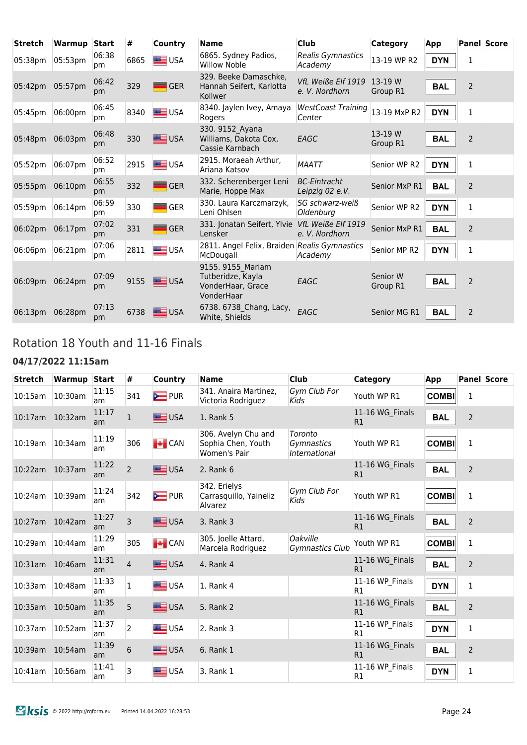| Stretch | Warmup | Start | # | Country | Name | Club | Category | App | Panel | Score |
|---|---|---|---|---|---|---|---|---|---|---|
| 05:38pm | 05:53pm | 06:38 pm | 6865 | USA | 6865. Sydney Padios, Willow Noble | *Realis Gymnastics Academy* | 13-19 WP R2 | DYN | 1 | |
| 05:42pm | 05:57pm | 06:42 pm | 329 | GER | 329. Beeke Damaschke, Hannah Seifert, Karlotta Kollwer | *VfL Weiße Elf 1919 e. V. Nordhorn* | 13-19 W Group R1 | BAL | 2 | |
| 05:45pm | 06:00pm | 06:45 pm | 8340 | USA | 8340. Jaylen Ivey, Amaya Rogers | *WestCoast Training Center* | 13-19 MxP R2 | DYN | 1 | |
| 05:48pm | 06:03pm | 06:48 pm | 330 | USA | 330. 9152_Ayana Williams, Dakota Cox, Cassie Karnbach | *EAGC* | 13-19 W Group R1 | BAL | 2 | |
| 05:52pm | 06:07pm | 06:52 pm | 2915 | USA | 2915. Moraeah Arthur, Ariana Katsov | *MAATT* | Senior WP R2 | DYN | 1 | |
| 05:55pm | 06:10pm | 06:55 pm | 332 | GER | 332. Scherenberger Leni Marie, Hoppe Max | *BC-Eintracht Leipzig 02 e.V.* | Senior MxP R1 | BAL | 2 | |
| 05:59pm | 06:14pm | 06:59 pm | 330 | GER | 330. Laura Karczmarzyk, Leni Ohlsen | *SG schwarz-weiß Oldenburg* | Senior WP R2 | DYN | 1 | |
| 06:02pm | 06:17pm | 07:02 pm | 331 | GER | 331. Jonatan Seifert, Ylvie Lensker | *VfL Weiße Elf 1919 e. V. Nordhorn* | Senior MxP R1 | BAL | 2 | |
| 06:06pm | 06:21pm | 07:06 pm | 2811 | USA | 2811. Angel Felix, Braiden McDougall | *Realis Gymnastics Academy* | Senior MP R2 | DYN | 1 | |
| 06:09pm | 06:24pm | 07:09 pm | 9155 | USA | 9155. 9155_Mariam Tutberidze, Kayla VonderHaar, Grace VonderHaar | *EAGC* | Senior W Group R1 | BAL | 2 | |
| 06:13pm | 06:28pm | 07:13 pm | 6738 | USA | 6738. 6738_Chang, Lacy, White, Shields | *EAGC* | Senior MG R1 | BAL | 2 | |

## Rotation 18 Youth and 11-16 Finals

### 04/17/2022 11:15am

| Stretch | Warmup | Start | # | Country | Name | Club | Category | App | Panel | Score |
|---|---|---|---|---|---|---|---|---|---|---|
| 10:15am | 10:30am | 11:15 am | 341 | PUR | 341. Anaira Martinez, Victoria Rodriguez | *Gym Club For Kids* | Youth WP R1 | COMBI | 1 | |
| 10:17am | 10:32am | 11:17 am | 1 | USA | 1. Rank 5 | | 11-16 WG_Finals R1 | BAL | 2 | |
| 10:19am | 10:34am | 11:19 am | 306 | CAN | 306. Avelyn Chu and Sophia Chen, Youth Women's Pair | *Toronto Gymnastics International* | Youth WP R1 | COMBI | 1 | |
| 10:22am | 10:37am | 11:22 am | 2 | USA | 2. Rank 6 | | 11-16 WG_Finals R1 | BAL | 2 | |
| 10:24am | 10:39am | 11:24 am | 342 | PUR | 342. Erielys Carrasquillo, Yaineliz Alvarez | *Gym Club For Kids* | Youth WP R1 | COMBI | 1 | |
| 10:27am | 10:42am | 11:27 am | 3 | USA | 3. Rank 3 | | 11-16 WG_Finals R1 | BAL | 2 | |
| 10:29am | 10:44am | 11:29 am | 305 | CAN | 305. Joelle Attard, Marcela Rodriguez | *Oakville Gymnastics Club* | Youth WP R1 | COMBI | 1 | |
| 10:31am | 10:46am | 11:31 am | 4 | USA | 4. Rank 4 | | 11-16 WG_Finals R1 | BAL | 2 | |
| 10:33am | 10:48am | 11:33 am | 1 | USA | 1. Rank 4 | | 11-16 WP_Finals R1 | DYN | 1 | |
| 10:35am | 10:50am | 11:35 am | 5 | USA | 5. Rank 2 | | 11-16 WG_Finals R1 | BAL | 2 | |
| 10:37am | 10:52am | 11:37 am | 2 | USA | 2. Rank 3 | | 11-16 WP_Finals R1 | DYN | 1 | |
| 10:39am | 10:54am | 11:39 am | 6 | USA | 6. Rank 1 | | 11-16 WG_Finals R1 | BAL | 2 | |
| 10:41am | 10:56am | 11:41 am | 3 | USA | 3. Rank 1 | | 11-16 WP_Finals R1 | DYN | 1 | |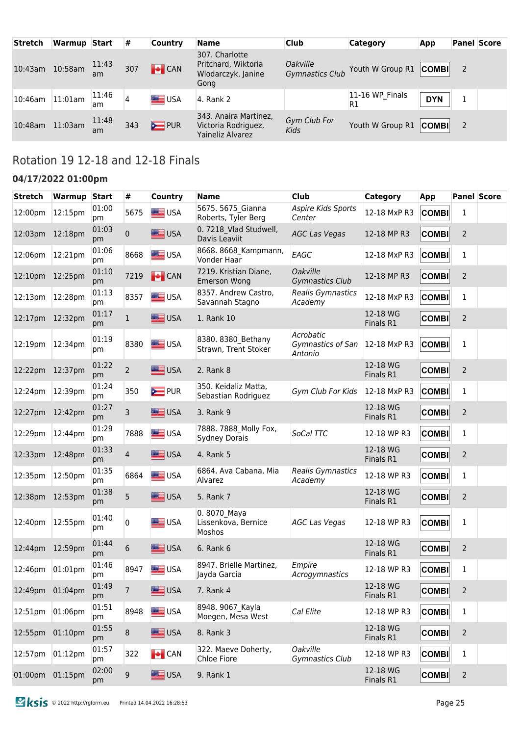| Stretch | Warmup | Start | # | Country | Name | Club | Category | App | Panel | Score |
|---|---|---|---|---|---|---|---|---|---|---|
| 10:43am | 10:58am | 11:43 am | 307 | CAN | 307. Charlotte Pritchard, Wiktoria Wlodarczyk, Janine Gong | *Oakville Gymnastics Club* | Youth W Group R1 | COMBI | 2 | |
| 10:46am | 11:01am | 11:46 am | 4 | USA | 4. Rank 2 | | 11-16 WP_Finals R1 | DYN | 1 | |
| 10:48am | 11:03am | 11:48 am | 343 | PUR | 343. Anaira Martinez, Victoria Rodriguez, Yaineliz Alvarez | *Gym Club For Kids* | Youth W Group R1 | COMBI | 2 | |

## Rotation 19 12-18 and 12-18 Finals

### 04/17/2022 01:00pm

| Stretch | Warmup | Start | # | Country | Name | Club | Category | App | Panel | Score |
|---|---|---|---|---|---|---|---|---|---|---|
| 12:00pm | 12:15pm | 01:00 pm | 5675 | USA | 5675. 5675_Gianna Roberts, Tyler Berg | *Aspire Kids Sports Center* | 12-18 MxP R3 | COMBI | 1 | |
| 12:03pm | 12:18pm | 01:03 pm | 0 | USA | 0. 7218_Vlad Studwell, Davis Leaviit | *AGC Las Vegas* | 12-18 MP R3 | COMBI | 2 | |
| 12:06pm | 12:21pm | 01:06 pm | 8668 | USA | 8668. 8668_Kampmann, Vonder Haar | *EAGC* | 12-18 MxP R3 | COMBI | 1 | |
| 12:10pm | 12:25pm | 01:10 pm | 7219 | CAN | 7219. Kristian Diane, Emerson Wong | *Oakville Gymnastics Club* | 12-18 MP R3 | COMBI | 2 | |
| 12:13pm | 12:28pm | 01:13 pm | 8357 | USA | 8357. Andrew Castro, Savannah Stagno | *Realis Gymnastics Academy* | 12-18 MxP R3 | COMBI | 1 | |
| 12:17pm | 12:32pm | 01:17 pm | 1 | USA | 1. Rank 10 | | 12-18 WG Finals R1 | COMBI | 2 | |
| 12:19pm | 12:34pm | 01:19 pm | 8380 | USA | 8380. 8380_Bethany Strawn, Trent Stoker | *Acrobatic Gymnastics of San Antonio* | 12-18 MxP R3 | COMBI | 1 | |
| 12:22pm | 12:37pm | 01:22 pm | 2 | USA | 2. Rank 8 | | 12-18 WG Finals R1 | COMBI | 2 | |
| 12:24pm | 12:39pm | 01:24 pm | 350 | PUR | 350. Keidaliz Matta, Sebastian Rodriguez | *Gym Club For Kids* | 12-18 MxP R3 | COMBI | 1 | |
| 12:27pm | 12:42pm | 01:27 pm | 3 | USA | 3. Rank 9 | | 12-18 WG Finals R1 | COMBI | 2 | |
| 12:29pm | 12:44pm | 01:29 pm | 7888 | USA | 7888. 7888_Molly Fox, Sydney Dorais | *SoCal TTC* | 12-18 WP R3 | COMBI | 1 | |
| 12:33pm | 12:48pm | 01:33 pm | 4 | USA | 4. Rank 5 | | 12-18 WG Finals R1 | COMBI | 2 | |
| 12:35pm | 12:50pm | 01:35 pm | 6864 | USA | 6864. Ava Cabana, Mia Alvarez | *Realis Gymnastics Academy* | 12-18 WP R3 | COMBI | 1 | |
| 12:38pm | 12:53pm | 01:38 pm | 5 | USA | 5. Rank 7 | | 12-18 WG Finals R1 | COMBI | 2 | |
| 12:40pm | 12:55pm | 01:40 pm | 0 | USA | 0. 8070_Maya Lissenkova, Bernice Moshos | *AGC Las Vegas* | 12-18 WP R3 | COMBI | 1 | |
| 12:44pm | 12:59pm | 01:44 pm | 6 | USA | 6. Rank 6 | | 12-18 WG Finals R1 | COMBI | 2 | |
| 12:46pm | 01:01pm | 01:46 pm | 8947 | USA | 8947. Brielle Martinez, Jayda Garcia | *Empire Acrogymnastics* | 12-18 WP R3 | COMBI | 1 | |
| 12:49pm | 01:04pm | 01:49 pm | 7 | USA | 7. Rank 4 | | 12-18 WG Finals R1 | COMBI | 2 | |
| 12:51pm | 01:06pm | 01:51 pm | 8948 | USA | 8948. 9067_Kayla Moegen, Mesa West | *Cal Elite* | 12-18 WP R3 | COMBI | 1 | |
| 12:55pm | 01:10pm | 01:55 pm | 8 | USA | 8. Rank 3 | | 12-18 WG Finals R1 | COMBI | 2 | |
| 12:57pm | 01:12pm | 01:57 pm | 322 | CAN | 322. Maeve Doherty, Chloe Fiore | *Oakville Gymnastics Club* | 12-18 WP R3 | COMBI | 1 | |
| 01:00pm | 01:15pm | 02:00 pm | 9 | USA | 9. Rank 1 | | 12-18 WG Finals R1 | COMBI | 2 | |

© 2022 http://rgform.eu Printed 14.04.2022 16:28:53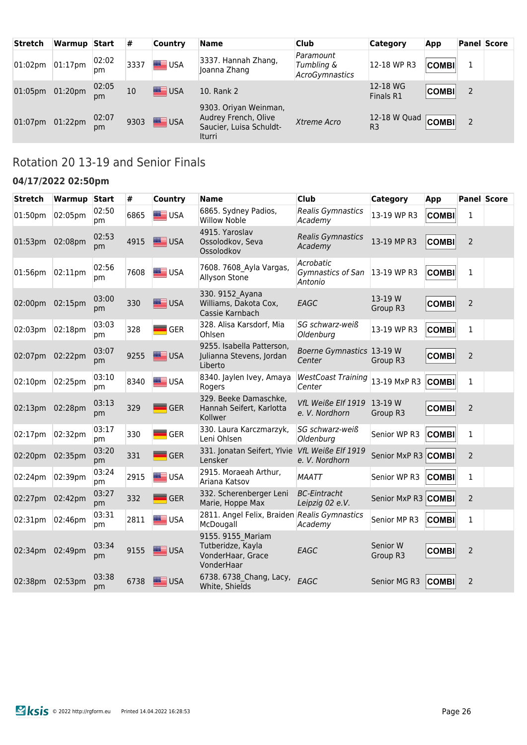| Stretch | Warmup | Start | # | Country | Name | Club | Category | App | Panel | Score |
|---|---|---|---|---|---|---|---|---|---|---|
| 01:02pm | 01:17pm | 02:02 pm | 3337 | USA | 3337. Hannah Zhang, Joanna Zhang | *Paramount Tumbling & AcroGymnastics* | 12-18 WP R3 | COMBI | 1 | |
| 01:05pm | 01:20pm | 02:05 pm | 10 | USA | 10. Rank 2 | | 12-18 WG Finals R1 | COMBI | 2 | |
| 01:07pm | 01:22pm | 02:07 pm | 9303 | USA | 9303. Oriyan Weinman, Audrey French, Olive Saucier, Luisa Schuldt-Iturri | *Xtreme Acro* | 12-18 W Quad R3 | COMBI | 2 | |

## Rotation 20 13-19 and Senior Finals

### 04/17/2022 02:50pm

| Stretch | Warmup | Start | # | Country | Name | Club | Category | App | Panel | Score |
|---|---|---|---|---|---|---|---|---|---|---|
| 01:50pm | 02:05pm | 02:50 pm | 6865 | USA | 6865. Sydney Padios, Willow Noble | *Realis Gymnastics Academy* | 13-19 WP R3 | COMBI | 1 | |
| 01:53pm | 02:08pm | 02:53 pm | 4915 | USA | 4915. Yaroslav Ossolodkov, Seva Ossolodkov | *Realis Gymnastics Academy* | 13-19 MP R3 | COMBI | 2 | |
| 01:56pm | 02:11pm | 02:56 pm | 7608 | USA | 7608. 7608_Ayla Vargas, Allyson Stone | *Acrobatic Gymnastics of San Antonio* | 13-19 WP R3 | COMBI | 1 | |
| 02:00pm | 02:15pm | 03:00 pm | 330 | USA | 330. 9152_Ayana Williams, Dakota Cox, Cassie Karnbach | *EAGC* | 13-19 W Group R3 | COMBI | 2 | |
| 02:03pm | 02:18pm | 03:03 pm | 328 | GER | 328. Alisa Karsdorf, Mia Ohlsen | *SG schwarz-weiß Oldenburg* | 13-19 WP R3 | COMBI | 1 | |
| 02:07pm | 02:22pm | 03:07 pm | 9255 | USA | 9255. Isabella Patterson, Julianna Stevens, Jordan Liberto | *Boerne Gymnastics Center* | 13-19 W Group R3 | COMBI | 2 | |
| 02:10pm | 02:25pm | 03:10 pm | 8340 | USA | 8340. Jaylen Ivey, Amaya Rogers | *WestCoast Training Center* | 13-19 MxP R3 | COMBI | 1 | |
| 02:13pm | 02:28pm | 03:13 pm | 329 | GER | 329. Beeke Damaschke, Hannah Seifert, Karlotta Kollwer | *VfL Weiße Elf 1919 e. V. Nordhorn* | 13-19 W Group R3 | COMBI | 2 | |
| 02:17pm | 02:32pm | 03:17 pm | 330 | GER | 330. Laura Karczmarzyk, Leni Ohlsen | *SG schwarz-weiß Oldenburg* | Senior WP R3 | COMBI | 1 | |
| 02:20pm | 02:35pm | 03:20 pm | 331 | GER | 331. Jonatan Seifert, Ylvie Lensker | *VfL Weiße Elf 1919 e. V. Nordhorn* | Senior MxP R3 | COMBI | 2 | |
| 02:24pm | 02:39pm | 03:24 pm | 2915 | USA | 2915. Moraeah Arthur, Ariana Katsov | *MAATT* | Senior WP R3 | COMBI | 1 | |
| 02:27pm | 02:42pm | 03:27 pm | 332 | GER | 332. Scherenberger Leni Marie, Hoppe Max | *BC-Eintracht Leipzig 02 e.V.* | Senior MxP R3 | COMBI | 2 | |
| 02:31pm | 02:46pm | 03:31 pm | 2811 | USA | 2811. Angel Felix, Braiden McDougall | *Realis Gymnastics Academy* | Senior MP R3 | COMBI | 1 | |
| 02:34pm | 02:49pm | 03:34 pm | 9155 | USA | 9155. 9155_Mariam Tutberidze, Kayla VonderHaar, Grace VonderHaar | *EAGC* | Senior W Group R3 | COMBI | 2 | |
| 02:38pm | 02:53pm | 03:38 pm | 6738 | USA | 6738. 6738_Chang, Lacy, White, Shields | *EAGC* | Senior MG R3 | COMBI | 2 | |

© 2022 http://rgform.eu Printed 14.04.2022 16:28:53